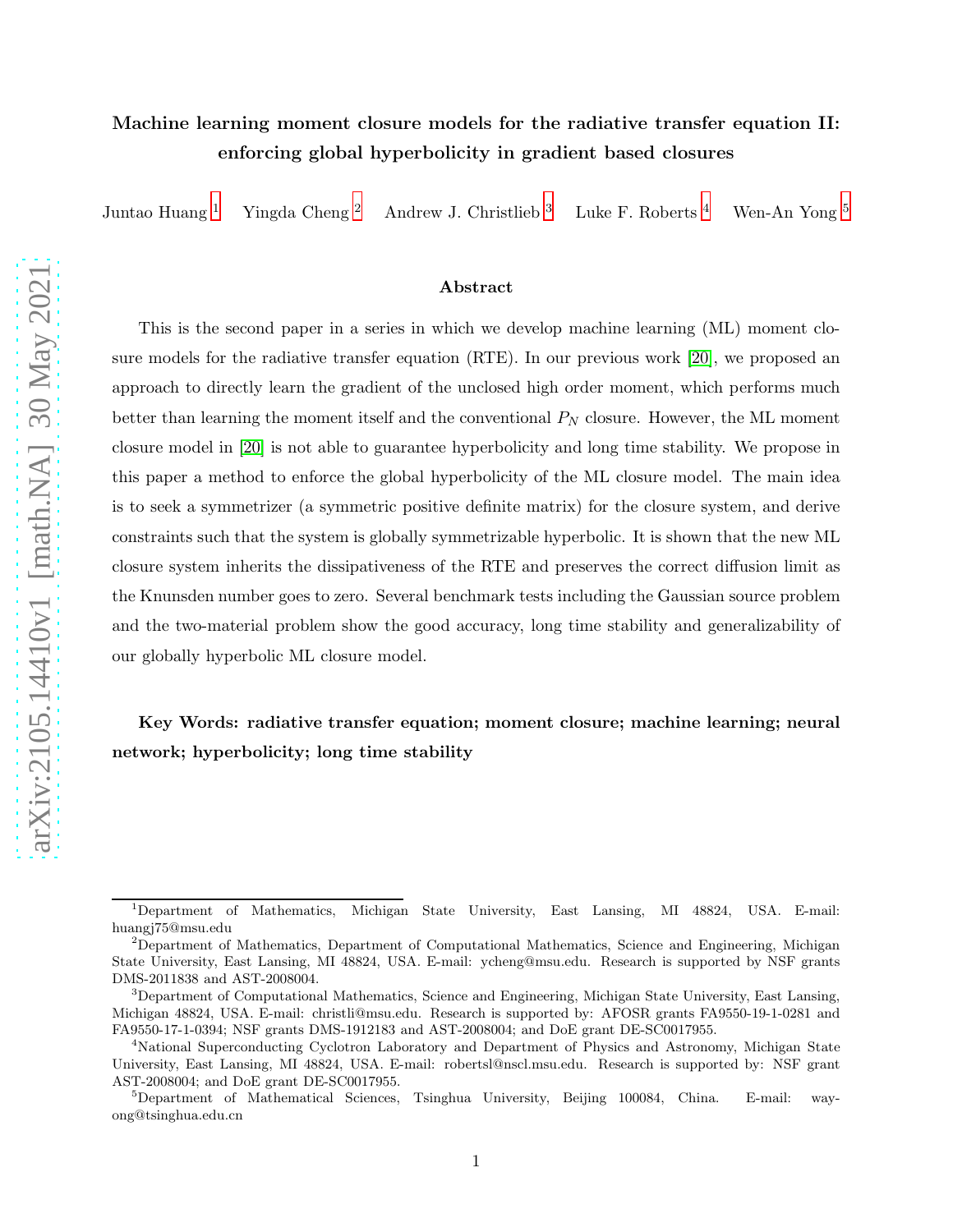# Machine learning moment closure models for the radiative transfer equation II: enforcing global hyperbolicity in gradient based closures

Juntao Huang [1] Yingda Cheng [2] Andrew J. Christlieb [3] Luke F. Roberts [4] Wen-An Yong [5]

## Abstract

This is the second paper in a series in which we develop machine learning (ML) moment closure models for the radiative transfer equation (RTE). In our previous work [20], we proposed an approach to directly learn the gradient of the unclosed high order moment, which performs much better than learning the moment itself and the conventional $P_N$ closure. However, the ML moment closure model in [20] is not able to guarantee hyperbolicity and long time stability. We propose in this paper a method to enforce the global hyperbolicity of the ML closure model. The main idea is to seek a symmetrizer (a symmetric positive definite matrix) for the closure system, and derive constraints such that the system is globally symmetrizable hyperbolic. It is shown that the new ML closure system inherits the dissipativeness of the RTE and preserves the correct diffusion limit as the Knunsden number goes to zero. Several benchmark tests including the Gaussian source problem and the two-material problem show the good accuracy, long time stability and generalizability of our globally hyperbolic ML closure model.

**Key Words: radiative transfer equation; moment closure; machine learning; neural network; hyperbolicity; long time stability**

---

[1] Department of Mathematics, Michigan State University, East Lansing, MI 48824, USA. E-mail: huangj75@msu.edu

[2] Department of Mathematics, Department of Computational Mathematics, Science and Engineering, Michigan State University, East Lansing, MI 48824, USA. E-mail: ycheng@msu.edu. Research is supported by NSF grants DMS-2011838 and AST-2008004.

[3] Department of Computational Mathematics, Science and Engineering, Michigan State University, East Lansing, Michigan 48824, USA. E-mail: christli@msu.edu. Research is supported by: AFOSR grants FA9550-19-1-0281 and FA9550-17-1-0394; NSF grants DMS-1912183 and AST-2008004; and DoE grant DE-SC0017955.

[4] National Superconducting Cyclotron Laboratory and Department of Physics and Astronomy, Michigan State University, East Lansing, MI 48824, USA. E-mail: robertsl@nscl.msu.edu. Research is supported by: NSF grant AST-2008004; and DoE grant DE-SC0017955.

[5] Department of Mathematical Sciences, Tsinghua University, Beijing 100084, China. E-mail: wayong@tsinghua.edu.cn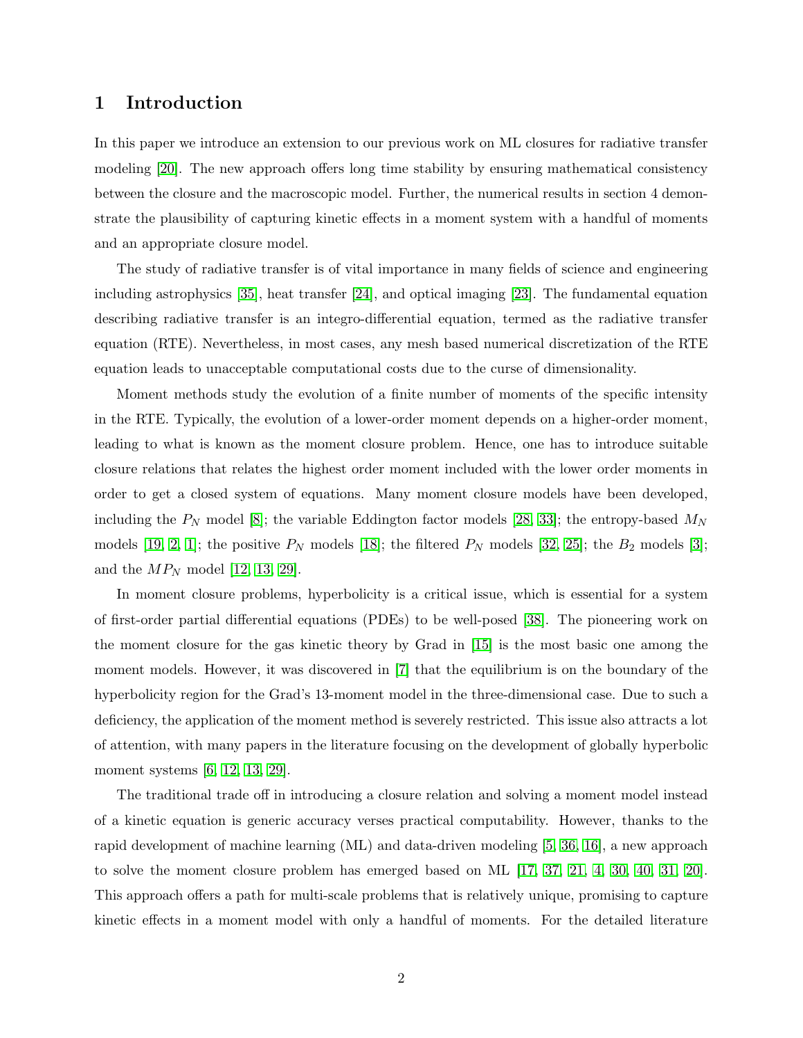# 1 Introduction

In this paper we introduce an extension to our previous work on ML closures for radiative transfer modeling [20]. The new approach offers long time stability by ensuring mathematical consistency between the closure and the macroscopic model. Further, the numerical results in section 4 demonstrate the plausibility of capturing kinetic effects in a moment system with a handful of moments and an appropriate closure model.

The study of radiative transfer is of vital importance in many fields of science and engineering including astrophysics [35], heat transfer [24], and optical imaging [23]. The fundamental equation describing radiative transfer is an integro-differential equation, termed as the radiative transfer equation (RTE). Nevertheless, in most cases, any mesh based numerical discretization of the RTE equation leads to unacceptable computational costs due to the curse of dimensionality.

Moment methods study the evolution of a finite number of moments of the specific intensity in the RTE. Typically, the evolution of a lower-order moment depends on a higher-order moment, leading to what is known as the moment closure problem. Hence, one has to introduce suitable closure relations that relates the highest order moment included with the lower order moments in order to get a closed system of equations. Many moment closure models have been developed, including the $P_N$ model [8]; the variable Eddington factor models [28, 33]; the entropy-based $M_N$ models [19, 2, 1]; the positive $P_N$ models [18]; the filtered $P_N$ models [32, 25]; the $B_2$ models [3]; and the $MP_N$ model [12, 13, 29].

In moment closure problems, hyperbolicity is a critical issue, which is essential for a system of first-order partial differential equations (PDEs) to be well-posed [38]. The pioneering work on the moment closure for the gas kinetic theory by Grad in [15] is the most basic one among the moment models. However, it was discovered in [7] that the equilibrium is on the boundary of the hyperbolicity region for the Grad's 13-moment model in the three-dimensional case. Due to such a deficiency, the application of the moment method is severely restricted. This issue also attracts a lot of attention, with many papers in the literature focusing on the development of globally hyperbolic moment systems [6, 12, 13, 29].

The traditional trade off in introducing a closure relation and solving a moment model instead of a kinetic equation is generic accuracy verses practical computability. However, thanks to the rapid development of machine learning (ML) and data-driven modeling [5, 36, 16], a new approach to solve the moment closure problem has emerged based on ML [17, 37, 21, 4, 30, 40, 31, 20]. This approach offers a path for multi-scale problems that is relatively unique, promising to capture kinetic effects in a moment model with only a handful of moments. For the detailed literature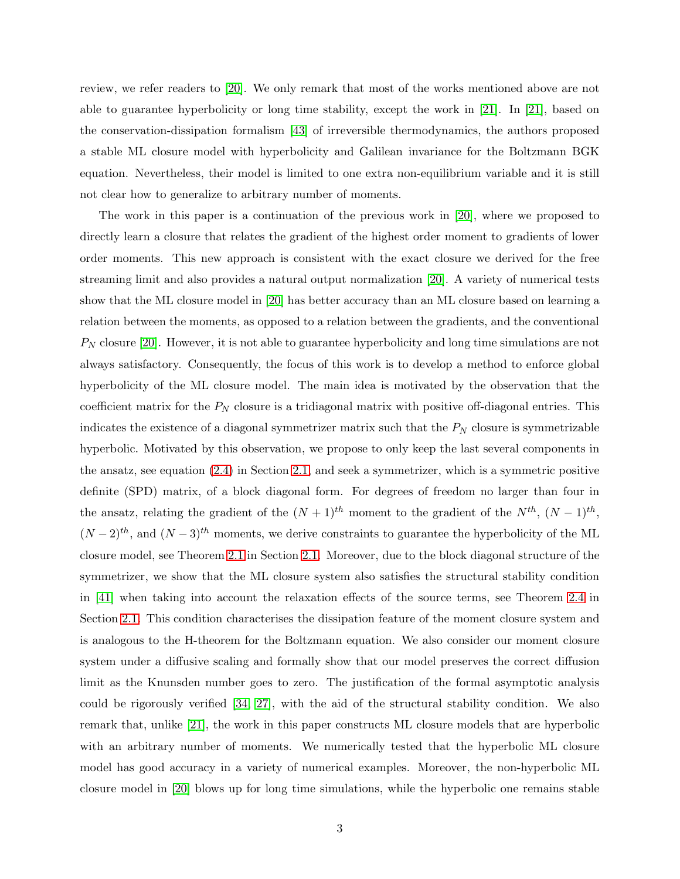review, we refer readers to [20]. We only remark that most of the works mentioned above are not able to guarantee hyperbolicity or long time stability, except the work in [21]. In [21], based on the conservation-dissipation formalism [43] of irreversible thermodynamics, the authors proposed a stable ML closure model with hyperbolicity and Galilean invariance for the Boltzmann BGK equation. Nevertheless, their model is limited to one extra non-equilibrium variable and it is still not clear how to generalize to arbitrary number of moments.

The work in this paper is a continuation of the previous work in [20], where we proposed to directly learn a closure that relates the gradient of the highest order moment to gradients of lower order moments. This new approach is consistent with the exact closure we derived for the free streaming limit and also provides a natural output normalization [20]. A variety of numerical tests show that the ML closure model in [20] has better accuracy than an ML closure based on learning a relation between the moments, as opposed to a relation between the gradients, and the conventional $P_N$ closure [20]. However, it is not able to guarantee hyperbolicity and long time simulations are not always satisfactory. Consequently, the focus of this work is to develop a method to enforce global hyperbolicity of the ML closure model. The main idea is motivated by the observation that the coefficient matrix for the $P_N$ closure is a tridiagonal matrix with positive off-diagonal entries. This indicates the existence of a diagonal symmetrizer matrix such that the $P_N$ closure is symmetrizable hyperbolic. Motivated by this observation, we propose to only keep the last several components in the ansatz, see equation (2.4) in Section 2.1, and seek a symmetrizer, which is a symmetric positive definite (SPD) matrix, of a block diagonal form. For degrees of freedom no larger than four in the ansatz, relating the gradient of the $(N+1)^{th}$ moment to the gradient of the $N^{th}$, $(N-1)^{th}$, $(N-2)^{th}$, and $(N-3)^{th}$ moments, we derive constraints to guarantee the hyperbolicity of the ML closure model, see Theorem 2.1 in Section 2.1. Moreover, due to the block diagonal structure of the symmetrizer, we show that the ML closure system also satisfies the structural stability condition in [41] when taking into account the relaxation effects of the source terms, see Theorem 2.4 in Section 2.1. This condition characterises the dissipation feature of the moment closure system and is analogous to the H-theorem for the Boltzmann equation. We also consider our moment closure system under a diffusive scaling and formally show that our model preserves the correct diffusion limit as the Knunsden number goes to zero. The justification of the formal asymptotic analysis could be rigorously verified [34, 27], with the aid of the structural stability condition. We also remark that, unlike [21], the work in this paper constructs ML closure models that are hyperbolic with an arbitrary number of moments. We numerically tested that the hyperbolic ML closure model has good accuracy in a variety of numerical examples. Moreover, the non-hyperbolic ML closure model in [20] blows up for long time simulations, while the hyperbolic one remains stable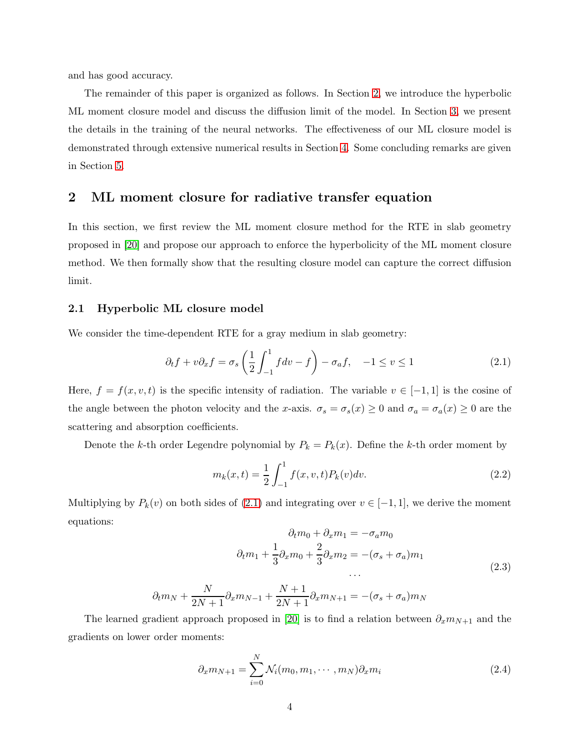and has good accuracy.

The remainder of this paper is organized as follows. In Section 2, we introduce the hyperbolic ML moment closure model and discuss the diffusion limit of the model. In Section 3, we present the details in the training of the neural networks. The effectiveness of our ML closure model is demonstrated through extensive numerical results in Section 4. Some concluding remarks are given in Section 5.

## 2 ML moment closure for radiative transfer equation

In this section, we first review the ML moment closure method for the RTE in slab geometry proposed in [20] and propose our approach to enforce the hyperbolicity of the ML moment closure method. We then formally show that the resulting closure model can capture the correct diffusion limit.

### 2.1 Hyperbolic ML closure model

We consider the time-dependent RTE for a gray medium in slab geometry:

$$\partial_t f + v \partial_x f = \sigma_s \left( \frac{1}{2} \int_{-1}^{1} f dv - f \right) - \sigma_a f, \quad -1 \le v \le 1 \tag{2.1}$$

Here, $f = f(x, v, t)$ is the specific intensity of radiation. The variable $v \in [-1, 1]$ is the cosine of the angle between the photon velocity and the $x$-axis. $\sigma_s = \sigma_s(x) \ge 0$ and $\sigma_a = \sigma_a(x) \ge 0$ are the scattering and absorption coefficients.

Denote the $k$-th order Legendre polynomial by $P_k = P_k(x)$. Define the $k$-th order moment by

$$m_k(x, t) = \frac{1}{2} \int_{-1}^{1} f(x, v, t) P_k(v) dv. \tag{2.2}$$

Multiplying by $P_k(v)$ on both sides of (2.1) and integrating over $v \in [-1, 1]$, we derive the moment equations:

$$\begin{aligned}
\partial_t m_0 + \partial_x m_1 &= -\sigma_a m_0 \\
\partial_t m_1 + \frac{1}{3} \partial_x m_0 + \frac{2}{3} \partial_x m_2 &= -(\sigma_s + \sigma_a) m_1 \\
&\cdots \\
\partial_t m_N + \frac{N}{2N+1} \partial_x m_{N-1} + \frac{N+1}{2N+1} \partial_x m_{N+1} &= -(\sigma_s + \sigma_a) m_N
\end{aligned} \tag{2.3}$$

The learned gradient approach proposed in [20] is to find a relation between $\partial_x m_{N+1}$ and the gradients on lower order moments:

$$\partial_x m_{N+1} = \sum_{i=0}^{N} \mathcal{N}_i(m_0, m_1, \cdots, m_N) \partial_x m_i \tag{2.4}$$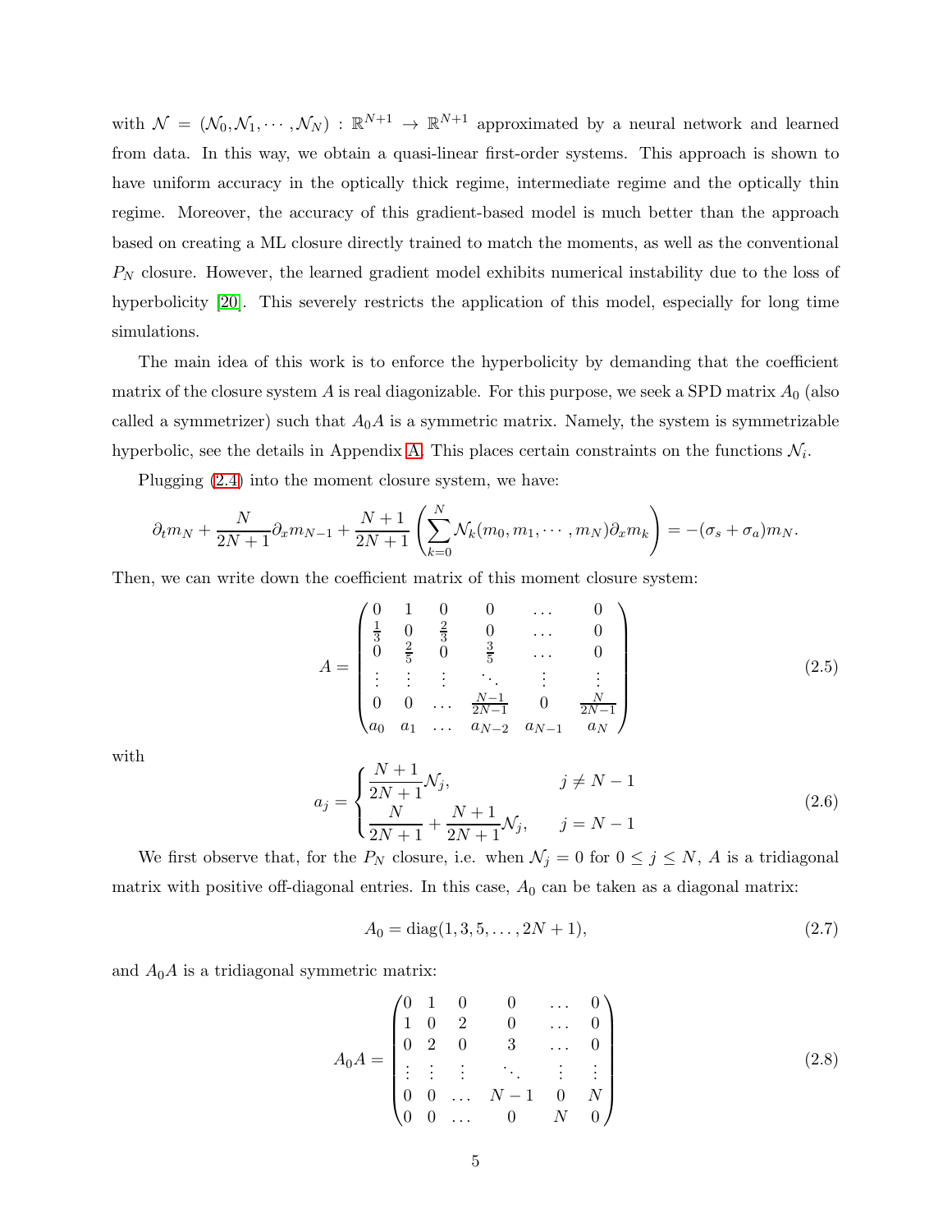with $\mathcal{N} = (\mathcal{N}_0, \mathcal{N}_1, \cdots, \mathcal{N}_N) : \mathbb{R}^{N+1} \to \mathbb{R}^{N+1}$ approximated by a neural network and learned from data. In this way, we obtain a quasi-linear first-order systems. This approach is shown to have uniform accuracy in the optically thick regime, intermediate regime and the optically thin regime. Moreover, the accuracy of this gradient-based model is much better than the approach based on creating a ML closure directly trained to match the moments, as well as the conventional $P_N$ closure. However, the learned gradient model exhibits numerical instability due to the loss of hyperbolicity [20]. This severely restricts the application of this model, especially for long time simulations.

The main idea of this work is to enforce the hyperbolicity by demanding that the coefficient matrix of the closure system $A$ is real diagonizable. For this purpose, we seek a SPD matrix $A_0$ (also called a symmetrizer) such that $A_0 A$ is a symmetric matrix. Namely, the system is symmetrizable hyperbolic, see the details in Appendix A. This places certain constraints on the functions $\mathcal{N}_i$.

Plugging (2.4) into the moment closure system, we have:

$$\partial_t m_N + \frac{N}{2N+1}\partial_x m_{N-1} + \frac{N+1}{2N+1}\left(\sum_{k=0}^{N} \mathcal{N}_k(m_0, m_1, \cdots, m_N)\partial_x m_k\right) = -(\sigma_s + \sigma_a) m_N.$$

Then, we can write down the coefficient matrix of this moment closure system:

$$A = \begin{pmatrix} 0 & 1 & 0 & 0 & \dots & 0 \\ \frac{1}{3} & 0 & \frac{2}{3} & 0 & \dots & 0 \\ 0 & \frac{2}{5} & 0 & \frac{3}{5} & \dots & 0 \\ \vdots & \vdots & \vdots & \ddots & \vdots & \vdots \\ 0 & 0 & \dots & \frac{N-1}{2N-1} & 0 & \frac{N}{2N-1} \\ a_0 & a_1 & \dots & a_{N-2} & a_{N-1} & a_N \end{pmatrix} \tag{2.5}$$

with

$$a_j = \begin{cases} \dfrac{N+1}{2N+1}\mathcal{N}_j, & j \neq N-1 \\ \dfrac{N}{2N+1} + \dfrac{N+1}{2N+1}\mathcal{N}_j, & j = N-1 \end{cases} \tag{2.6}$$

We first observe that, for the $P_N$ closure, i.e. when $\mathcal{N}_j = 0$ for $0 \leq j \leq N$, $A$ is a tridiagonal matrix with positive off-diagonal entries. In this case, $A_0$ can be taken as a diagonal matrix:

$$A_0 = \mathrm{diag}(1, 3, 5, \dots, 2N+1), \tag{2.7}$$

and $A_0 A$ is a tridiagonal symmetric matrix:

$$A_0 A = \begin{pmatrix} 0 & 1 & 0 & 0 & \dots & 0 \\ 1 & 0 & 2 & 0 & \dots & 0 \\ 0 & 2 & 0 & 3 & \dots & 0 \\ \vdots & \vdots & \vdots & \ddots & \vdots & \vdots \\ 0 & 0 & \dots & N-1 & 0 & N \\ 0 & 0 & \dots & 0 & N & 0 \end{pmatrix} \tag{2.8}$$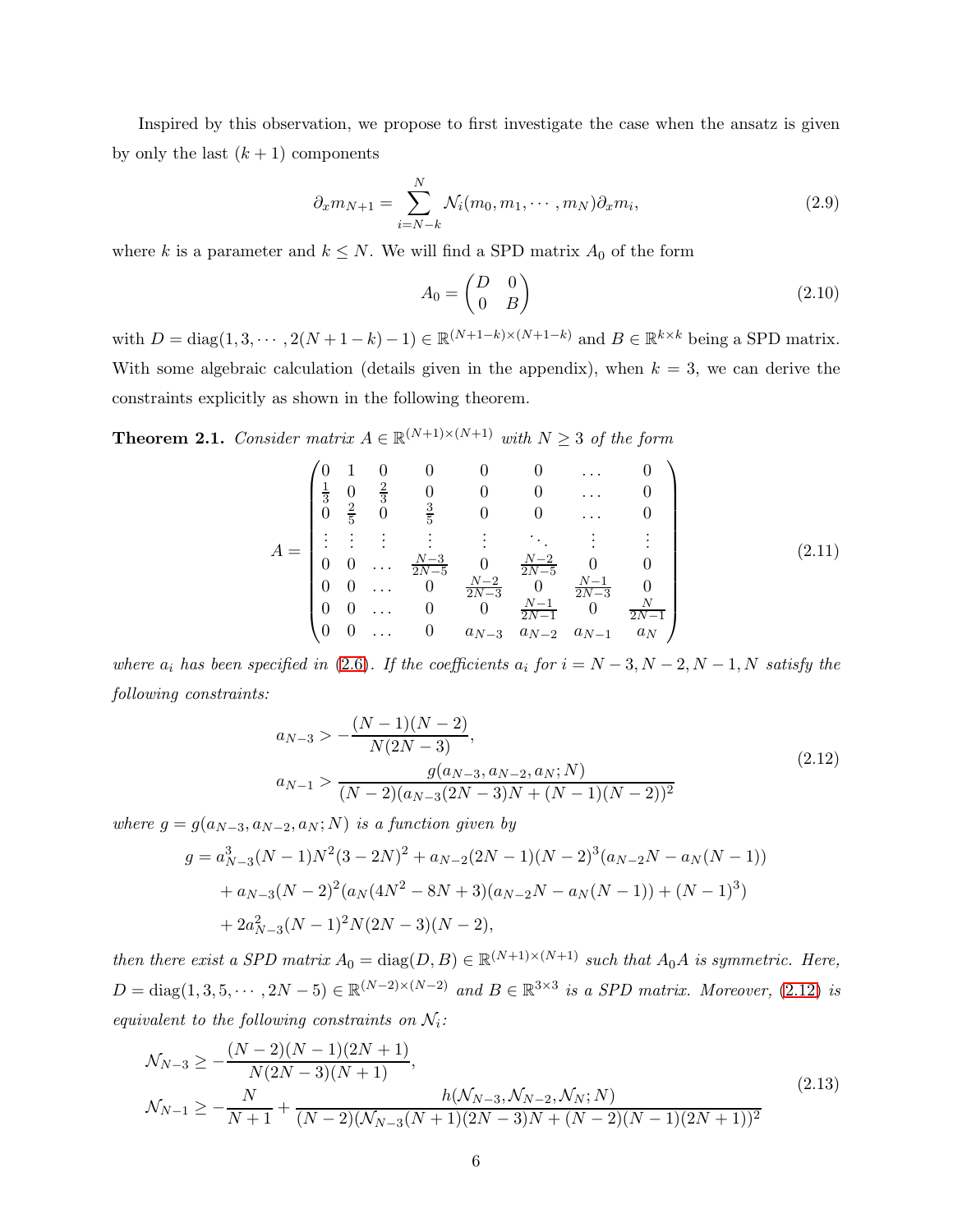Inspired by this observation, we propose to first investigate the case when the ansatz is given by only the last $(k+1)$ components

$$\partial_x m_{N+1} = \sum_{i=N-k}^{N} \mathcal{N}_i(m_0, m_1, \cdots, m_N)\partial_x m_i, \tag{2.9}$$

where $k$ is a parameter and $k \le N$. We will find a SPD matrix $A_0$ of the form

$$A_0 = \begin{pmatrix} D & 0 \\ 0 & B \end{pmatrix} \tag{2.10}$$

with $D = \mathrm{diag}(1, 3, \cdots, 2(N+1-k)-1) \in \mathbb{R}^{(N+1-k)\times(N+1-k)}$ and $B \in \mathbb{R}^{k\times k}$ being a SPD matrix. With some algebraic calculation (details given in the appendix), when $k=3$, we can derive the constraints explicitly as shown in the following theorem.

**Theorem 2.1.** *Consider matrix $A \in \mathbb{R}^{(N+1)\times(N+1)}$ with $N \ge 3$ of the form*

$$A = \begin{pmatrix}
0 & 1 & 0 & 0 & 0 & 0 & \dots & 0 \\
\frac{1}{3} & 0 & \frac{2}{3} & 0 & 0 & 0 & \dots & 0 \\
0 & \frac{2}{5} & 0 & \frac{3}{5} & 0 & 0 & \dots & 0 \\
\vdots & \vdots & \vdots & \vdots & \vdots & \ddots & \vdots & \vdots \\
0 & 0 & \dots & \frac{N-3}{2N-5} & 0 & \frac{N-2}{2N-5} & 0 & 0 \\
0 & 0 & \dots & 0 & \frac{N-2}{2N-3} & 0 & \frac{N-1}{2N-3} & 0 \\
0 & 0 & \dots & 0 & 0 & \frac{N-1}{2N-1} & 0 & \frac{N}{2N-1} \\
0 & 0 & \dots & 0 & a_{N-3} & a_{N-2} & a_{N-1} & a_N
\end{pmatrix} \tag{2.11}$$

*where $a_i$ has been specified in (2.6). If the coefficients $a_i$ for $i = N-3, N-2, N-1, N$ satisfy the following constraints:*

$$\begin{aligned}
&a_{N-3} > -\frac{(N-1)(N-2)}{N(2N-3)}, \\
&a_{N-1} > \frac{g(a_{N-3}, a_{N-2}, a_N; N)}{(N-2)(a_{N-3}(2N-3)N + (N-1)(N-2))^2}
\end{aligned} \tag{2.12}$$

*where $g = g(a_{N-3}, a_{N-2}, a_N; N)$ is a function given by*

$$\begin{aligned}
g = {} & a_{N-3}^3(N-1)N^2(3-2N)^2 + a_{N-2}(2N-1)(N-2)^3(a_{N-2}N - a_N(N-1)) \\
& + a_{N-3}(N-2)^2(a_N(4N^2-8N+3)(a_{N-2}N - a_N(N-1)) + (N-1)^3) \\
& + 2a_{N-3}^2(N-1)^2N(2N-3)(N-2),
\end{aligned}$$

*then there exist a SPD matrix $A_0 = \mathrm{diag}(D, B) \in \mathbb{R}^{(N+1)\times(N+1)}$ such that $A_0 A$ is symmetric. Here, $D = \mathrm{diag}(1, 3, 5, \cdots, 2N-5) \in \mathbb{R}^{(N-2)\times(N-2)}$ and $B \in \mathbb{R}^{3\times 3}$ is a SPD matrix. Moreover, (2.12) is equivalent to the following constraints on $\mathcal{N}_i$:*

$$\begin{aligned}
&\mathcal{N}_{N-3} \ge -\frac{(N-2)(N-1)(2N+1)}{N(2N-3)(N+1)}, \\
&\mathcal{N}_{N-1} \ge -\frac{N}{N+1} + \frac{h(\mathcal{N}_{N-3}, \mathcal{N}_{N-2}, \mathcal{N}_N; N)}{(N-2)(\mathcal{N}_{N-3}(N+1)(2N-3)N + (N-2)(N-1)(2N+1))^2}
\end{aligned} \tag{2.13}$$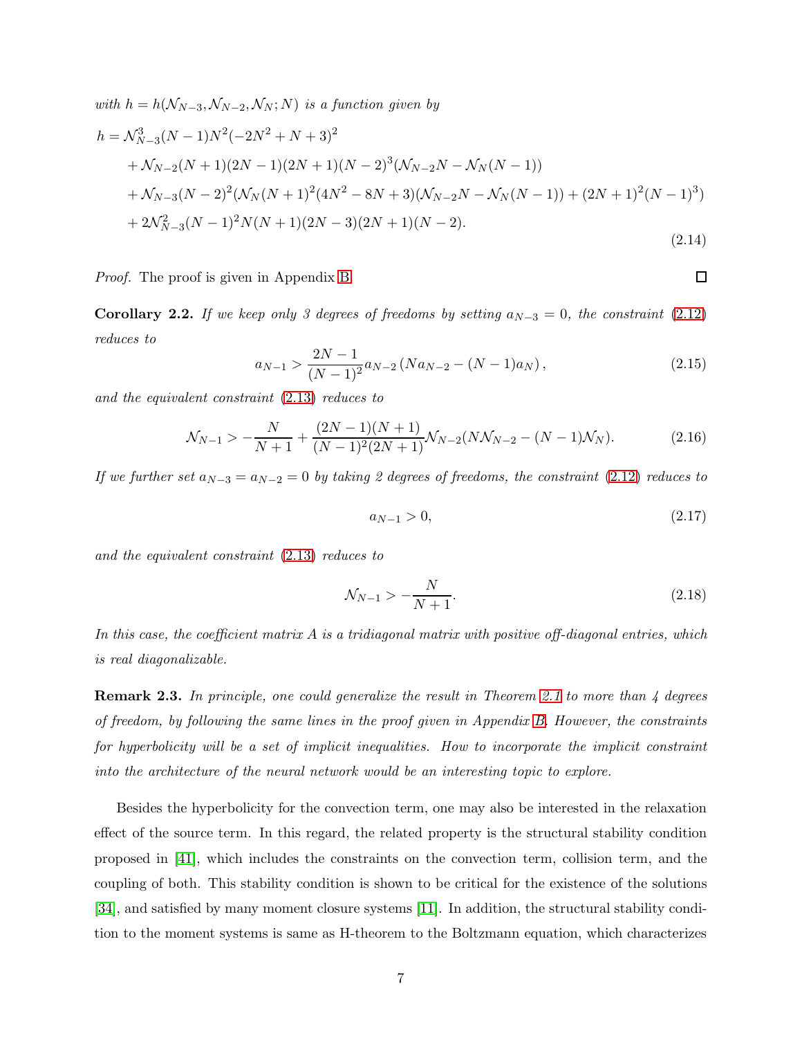*with $h = h(\mathcal{N}_{N-3}, \mathcal{N}_{N-2}, \mathcal{N}_N; N)$ is a function given by*

$$
\begin{aligned}
h = &\mathcal{N}_{N-3}^3 (N-1) N^2 (-2N^2 + N + 3)^2 \\
&+ \mathcal{N}_{N-2}(N+1)(2N-1)(2N+1)(N-2)^3(\mathcal{N}_{N-2}N - \mathcal{N}_N(N-1)) \\
&+ \mathcal{N}_{N-3}(N-2)^2(\mathcal{N}_N(N+1)^2(4N^2 - 8N + 3)(\mathcal{N}_{N-2}N - \mathcal{N}_N(N-1)) + (2N+1)^2(N-1)^3) \\
&+ 2\mathcal{N}_{N-3}^2(N-1)^2 N(N+1)(2N-3)(2N+1)(N-2).
\end{aligned}
\tag{2.14}
$$

*Proof.* The proof is given in Appendix B. □

**Corollary 2.2.** *If we keep only 3 degrees of freedoms by setting $a_{N-3} = 0$, the constraint (2.12) reduces to*

$$
a_{N-1} > \frac{2N-1}{(N-1)^2} a_{N-2} \left( N a_{N-2} - (N-1) a_N \right), \tag{2.15}
$$

*and the equivalent constraint (2.13) reduces to*

$$
\mathcal{N}_{N-1} > -\frac{N}{N+1} + \frac{(2N-1)(N+1)}{(N-1)^2(2N+1)} \mathcal{N}_{N-2}(N\mathcal{N}_{N-2} - (N-1)\mathcal{N}_N). \tag{2.16}
$$

*If we further set $a_{N-3} = a_{N-2} = 0$ by taking 2 degrees of freedoms, the constraint (2.12) reduces to*

$$
a_{N-1} > 0, \tag{2.17}
$$

*and the equivalent constraint (2.13) reduces to*

$$
\mathcal{N}_{N-1} > -\frac{N}{N+1}. \tag{2.18}
$$

*In this case, the coefficient matrix $A$ is a tridiagonal matrix with positive off-diagonal entries, which is real diagonalizable.*

**Remark 2.3.** *In principle, one could generalize the result in Theorem 2.1 to more than 4 degrees of freedom, by following the same lines in the proof given in Appendix B. However, the constraints for hyperbolicity will be a set of implicit inequalities. How to incorporate the implicit constraint into the architecture of the neural network would be an interesting topic to explore.*

Besides the hyperbolicity for the convection term, one may also be interested in the relaxation effect of the source term. In this regard, the related property is the structural stability condition proposed in [41], which includes the constraints on the convection term, collision term, and the coupling of both. This stability condition is shown to be critical for the existence of the solutions [34], and satisfied by many moment closure systems [11]. In addition, the structural stability condition to the moment systems is same as H-theorem to the Boltzmann equation, which characterizes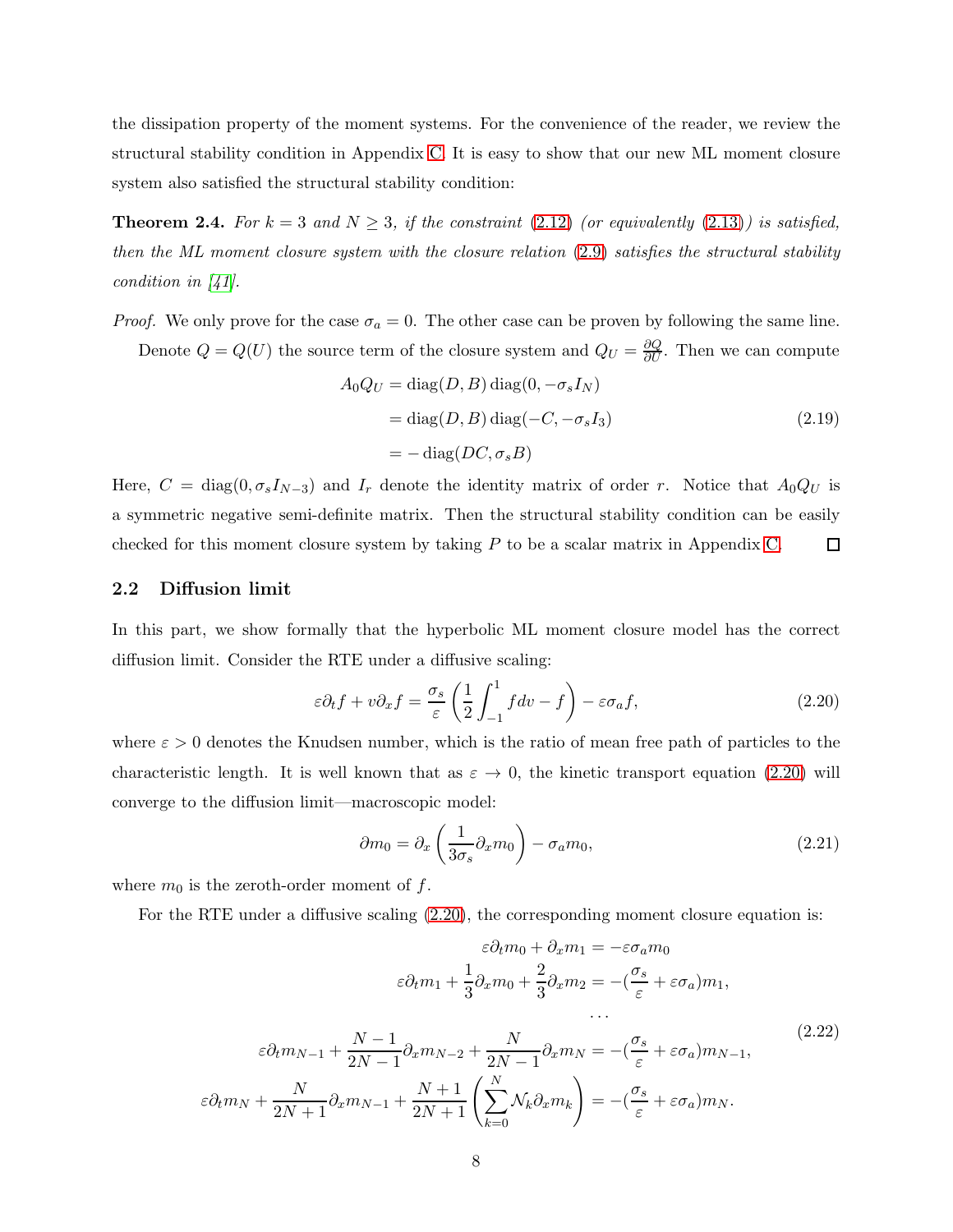the dissipation property of the moment systems. For the convenience of the reader, we review the structural stability condition in Appendix C. It is easy to show that our new ML moment closure system also satisfied the structural stability condition:

**Theorem 2.4.** *For $k = 3$ and $N \geq 3$, if the constraint (2.12) (or equivalently (2.13)) is satisfied, then the ML moment closure system with the closure relation (2.9) satisfies the structural stability condition in [41].*

*Proof.* We only prove for the case $\sigma_a = 0$. The other case can be proven by following the same line.

Denote $Q = Q(U)$ the source term of the closure system and $Q_U = \frac{\partial Q}{\partial U}$. Then we can compute

$$
\begin{aligned}
A_0 Q_U &= \operatorname{diag}(D, B) \operatorname{diag}(0, -\sigma_s I_N) \\
&= \operatorname{diag}(D, B) \operatorname{diag}(-C, -\sigma_s I_3) \\
&= -\operatorname{diag}(DC, \sigma_s B)
\end{aligned}
\tag{2.19}
$$

Here, $C = \operatorname{diag}(0, \sigma_s I_{N-3})$ and $I_r$ denote the identity matrix of order $r$. Notice that $A_0 Q_U$ is a symmetric negative semi-definite matrix. Then the structural stability condition can be easily checked for this moment closure system by taking $P$ to be a scalar matrix in Appendix C. $\square$

### 2.2 Diffusion limit

In this part, we show formally that the hyperbolic ML moment closure model has the correct diffusion limit. Consider the RTE under a diffusive scaling:

$$
\varepsilon \partial_t f + v \partial_x f = \frac{\sigma_s}{\varepsilon} \left( \frac{1}{2} \int_{-1}^{1} f dv - f \right) - \varepsilon \sigma_a f,
\tag{2.20}
$$

where $\varepsilon > 0$ denotes the Knudsen number, which is the ratio of mean free path of particles to the characteristic length. It is well known that as $\varepsilon \to 0$, the kinetic transport equation (2.20) will converge to the diffusion limit—macroscopic model:

$$
\partial m_0 = \partial_x \left( \frac{1}{3\sigma_s} \partial_x m_0 \right) - \sigma_a m_0,
\tag{2.21}
$$

where $m_0$ is the zeroth-order moment of $f$.

For the RTE under a diffusive scaling (2.20), the corresponding moment closure equation is:

$$
\begin{aligned}
\varepsilon \partial_t m_0 + \partial_x m_1 &= -\varepsilon \sigma_a m_0 \\
\varepsilon \partial_t m_1 + \frac{1}{3} \partial_x m_0 + \frac{2}{3} \partial_x m_2 &= -(\frac{\sigma_s}{\varepsilon} + \varepsilon \sigma_a) m_1, \\
&\cdots \\
\varepsilon \partial_t m_{N-1} + \frac{N-1}{2N-1} \partial_x m_{N-2} + \frac{N}{2N-1} \partial_x m_N &= -(\frac{\sigma_s}{\varepsilon} + \varepsilon \sigma_a) m_{N-1}, \\
\varepsilon \partial_t m_N + \frac{N}{2N+1} \partial_x m_{N-1} + \frac{N+1}{2N+1} \left( \sum_{k=0}^{N} \mathcal{N}_k \partial_x m_k \right) &= -(\frac{\sigma_s}{\varepsilon} + \varepsilon \sigma_a) m_N.
\end{aligned}
\tag{2.22}
$$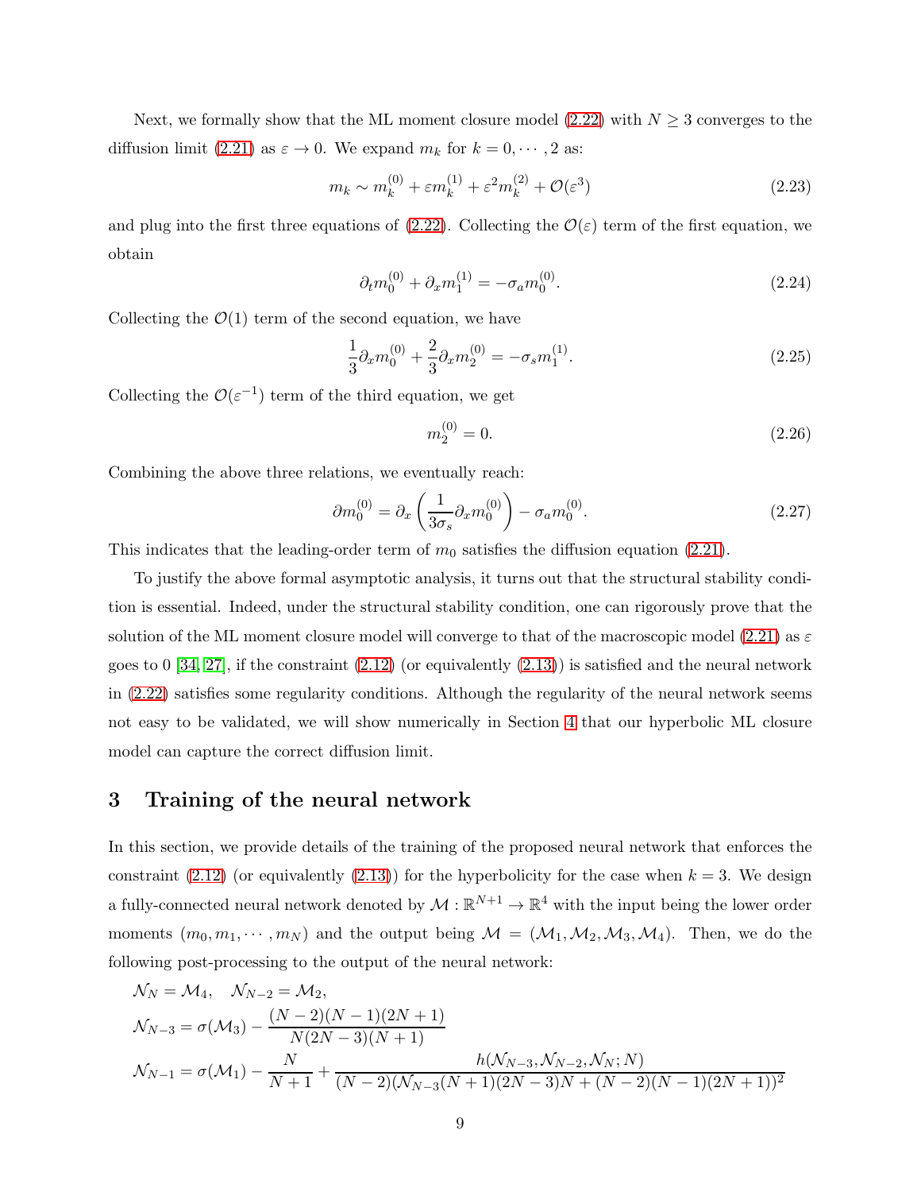Next, we formally show that the ML moment closure model (2.22) with $N \geq 3$ converges to the diffusion limit (2.21) as $\varepsilon \to 0$. We expand $m_k$ for $k = 0, \cdots, 2$ as:

$$m_k \sim m_k^{(0)} + \varepsilon m_k^{(1)} + \varepsilon^2 m_k^{(2)} + \mathcal{O}(\varepsilon^3) \tag{2.23}$$

and plug into the first three equations of (2.22). Collecting the $\mathcal{O}(\varepsilon)$ term of the first equation, we obtain

$$\partial_t m_0^{(0)} + \partial_x m_1^{(1)} = -\sigma_a m_0^{(0)}. \tag{2.24}$$

Collecting the $\mathcal{O}(1)$ term of the second equation, we have

$$\frac{1}{3}\partial_x m_0^{(0)} + \frac{2}{3}\partial_x m_2^{(0)} = -\sigma_s m_1^{(1)}. \tag{2.25}$$

Collecting the $\mathcal{O}(\varepsilon^{-1})$ term of the third equation, we get

$$m_2^{(0)} = 0. \tag{2.26}$$

Combining the above three relations, we eventually reach:

$$\partial m_0^{(0)} = \partial_x \left( \frac{1}{3\sigma_s} \partial_x m_0^{(0)} \right) - \sigma_a m_0^{(0)}. \tag{2.27}$$

This indicates that the leading-order term of $m_0$ satisfies the diffusion equation (2.21).

To justify the above formal asymptotic analysis, it turns out that the structural stability condition is essential. Indeed, under the structural stability condition, one can rigorously prove that the solution of the ML moment closure model will converge to that of the macroscopic model (2.21) as $\varepsilon$ goes to 0 [34, 27], if the constraint (2.12) (or equivalently (2.13)) is satisfied and the neural network in (2.22) satisfies some regularity conditions. Although the regularity of the neural network seems not easy to be validated, we will show numerically in Section 4 that our hyperbolic ML closure model can capture the correct diffusion limit.

# 3 Training of the neural network

In this section, we provide details of the training of the proposed neural network that enforces the constraint (2.12) (or equivalently (2.13)) for the hyperbolicity for the case when $k = 3$. We design a fully-connected neural network denoted by $\mathcal{M} : \mathbb{R}^{N+1} \to \mathbb{R}^4$ with the input being the lower order moments $(m_0, m_1, \cdots, m_N)$ and the output being $\mathcal{M} = (\mathcal{M}_1, \mathcal{M}_2, \mathcal{M}_3, \mathcal{M}_4)$. Then, we do the following post-processing to the output of the neural network:

$$\begin{aligned}
&\mathcal{N}_N = \mathcal{M}_4, \quad \mathcal{N}_{N-2} = \mathcal{M}_2, \\
&\mathcal{N}_{N-3} = \sigma(\mathcal{M}_3) - \frac{(N-2)(N-1)(2N+1)}{N(2N-3)(N+1)} \\
&\mathcal{N}_{N-1} = \sigma(\mathcal{M}_1) - \frac{N}{N+1} + \frac{h(\mathcal{N}_{N-3}, \mathcal{N}_{N-2}, \mathcal{N}_N; N)}{(N-2)(\mathcal{N}_{N-3}(N+1)(2N-3)N + (N-2)(N-1)(2N+1))^2}
\end{aligned}$$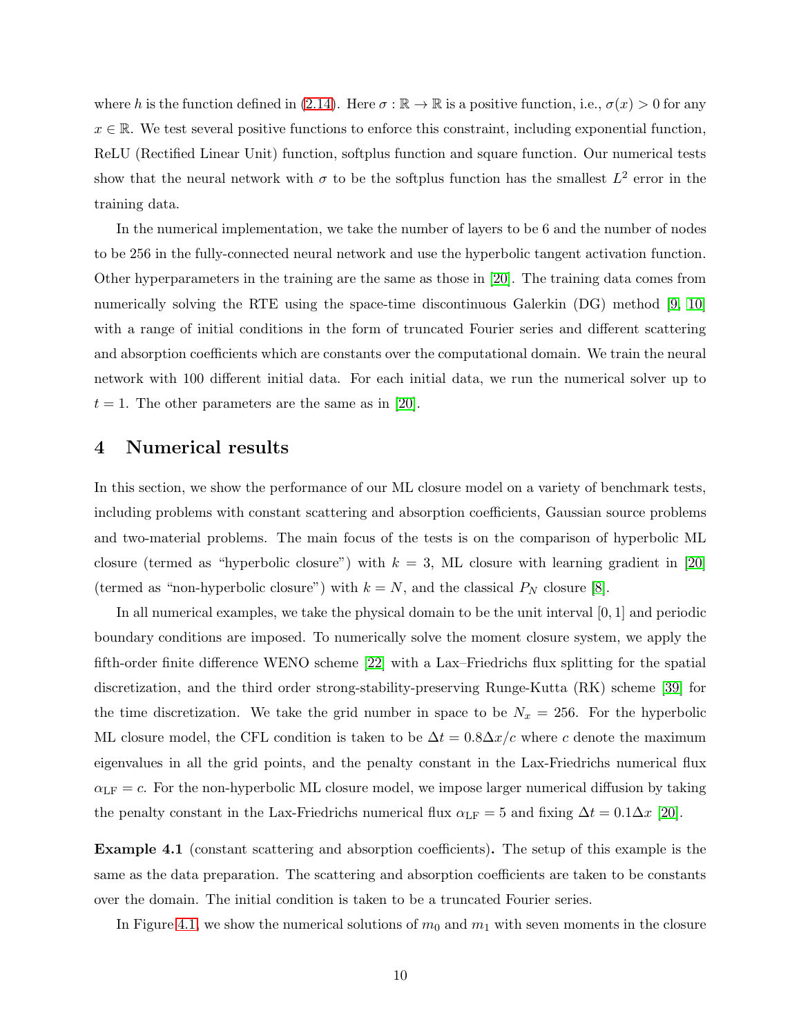where $h$ is the function defined in (2.14). Here $\sigma : \mathbb{R} \to \mathbb{R}$ is a positive function, i.e., $\sigma(x) > 0$ for any $x \in \mathbb{R}$. We test several positive functions to enforce this constraint, including exponential function, ReLU (Rectified Linear Unit) function, softplus function and square function. Our numerical tests show that the neural network with $\sigma$ to be the softplus function has the smallest $L^2$ error in the training data.

In the numerical implementation, we take the number of layers to be 6 and the number of nodes to be 256 in the fully-connected neural network and use the hyperbolic tangent activation function. Other hyperparameters in the training are the same as those in [20]. The training data comes from numerically solving the RTE using the space-time discontinuous Galerkin (DG) method [9, 10] with a range of initial conditions in the form of truncated Fourier series and different scattering and absorption coefficients which are constants over the computational domain. We train the neural network with 100 different initial data. For each initial data, we run the numerical solver up to $t = 1$. The other parameters are the same as in [20].

# 4 Numerical results

In this section, we show the performance of our ML closure model on a variety of benchmark tests, including problems with constant scattering and absorption coefficients, Gaussian source problems and two-material problems. The main focus of the tests is on the comparison of hyperbolic ML closure (termed as "hyperbolic closure") with $k = 3$, ML closure with learning gradient in [20] (termed as "non-hyperbolic closure") with $k = N$, and the classical $P_N$ closure [8].

In all numerical examples, we take the physical domain to be the unit interval $[0, 1]$ and periodic boundary conditions are imposed. To numerically solve the moment closure system, we apply the fifth-order finite difference WENO scheme [22] with a Lax–Friedrichs flux splitting for the spatial discretization, and the third order strong-stability-preserving Runge-Kutta (RK) scheme [39] for the time discretization. We take the grid number in space to be $N_x = 256$. For the hyperbolic ML closure model, the CFL condition is taken to be $\Delta t = 0.8\Delta x/c$ where $c$ denote the maximum eigenvalues in all the grid points, and the penalty constant in the Lax-Friedrichs numerical flux $\alpha_{\text{LF}} = c$. For the non-hyperbolic ML closure model, we impose larger numerical diffusion by taking the penalty constant in the Lax-Friedrichs numerical flux $\alpha_{\text{LF}} = 5$ and fixing $\Delta t = 0.1\Delta x$ [20].

**Example 4.1** (constant scattering and absorption coefficients)**.** The setup of this example is the same as the data preparation. The scattering and absorption coefficients are taken to be constants over the domain. The initial condition is taken to be a truncated Fourier series.

In Figure 4.1, we show the numerical solutions of $m_0$ and $m_1$ with seven moments in the closure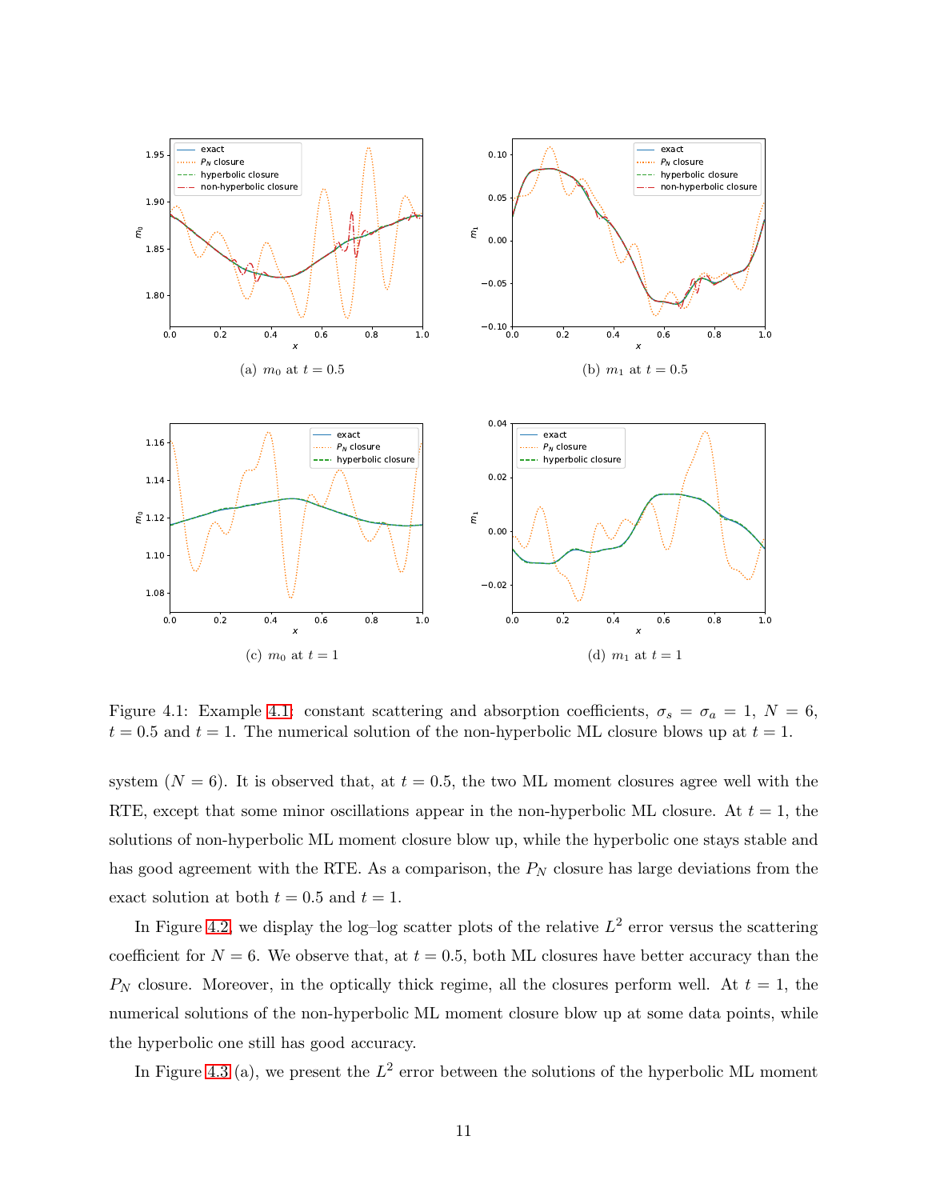(a) $m_0$ at $t = 0.5$

(b) $m_1$ at $t = 0.5$

(c) $m_0$ at $t = 1$

(d) $m_1$ at $t = 1$

Figure 4.1: Example 4.1: constant scattering and absorption coefficients, $\sigma_s = \sigma_a = 1$, $N = 6$, $t = 0.5$ and $t = 1$. The numerical solution of the non-hyperbolic ML closure blows up at $t = 1$.

system ($N = 6$). It is observed that, at $t = 0.5$, the two ML moment closures agree well with the RTE, except that some minor oscillations appear in the non-hyperbolic ML closure. At $t = 1$, the solutions of non-hyperbolic ML moment closure blow up, while the hyperbolic one stays stable and has good agreement with the RTE. As a comparison, the $P_N$ closure has large deviations from the exact solution at both $t = 0.5$ and $t = 1$.

In Figure 4.2, we display the log–log scatter plots of the relative $L^2$ error versus the scattering coefficient for $N = 6$. We observe that, at $t = 0.5$, both ML closures have better accuracy than the $P_N$ closure. Moreover, in the optically thick regime, all the closures perform well. At $t = 1$, the numerical solutions of the non-hyperbolic ML moment closure blow up at some data points, while the hyperbolic one still has good accuracy.

In Figure 4.3 (a), we present the $L^2$ error between the solutions of the hyperbolic ML moment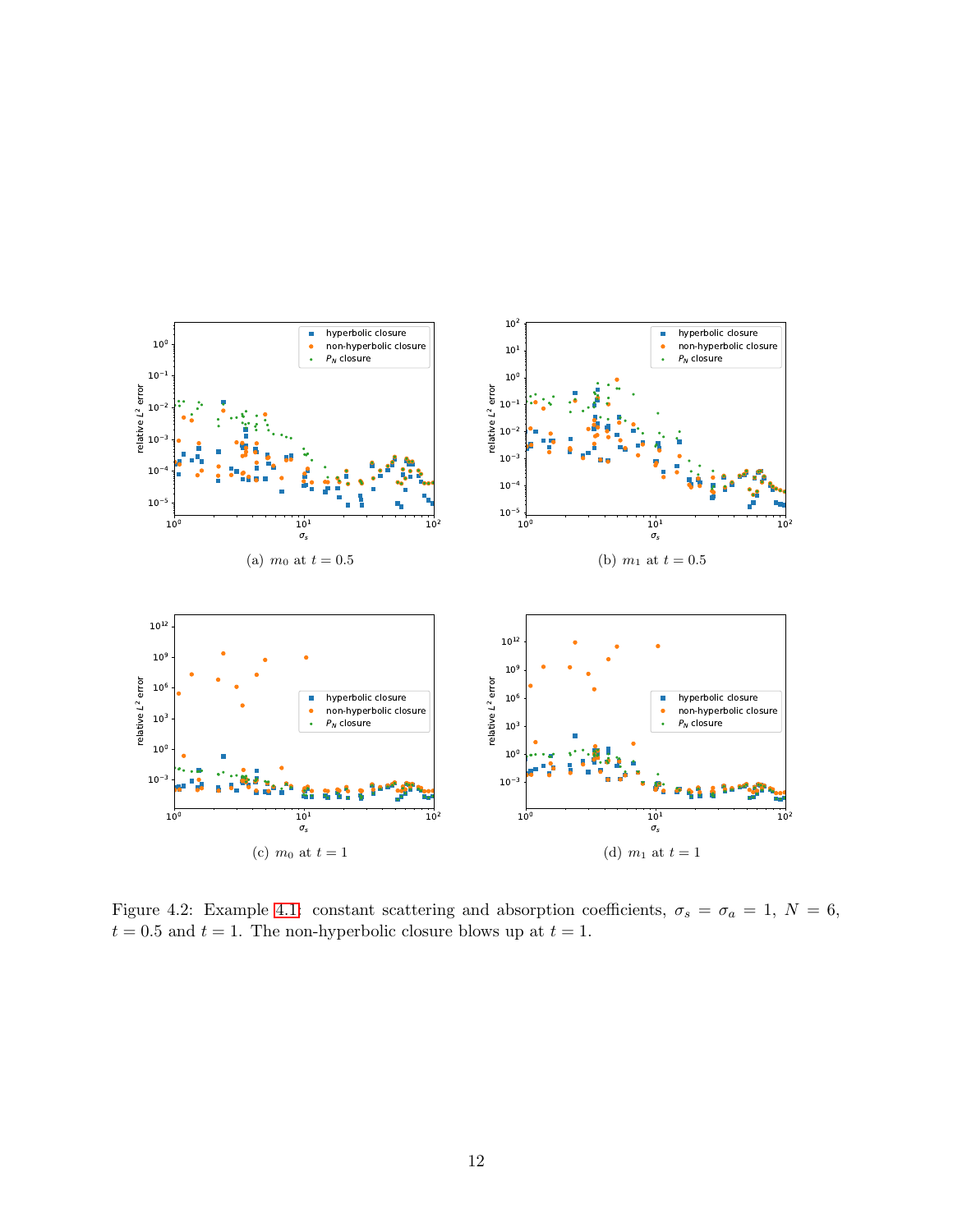(a) $m_0$ at $t = 0.5$

(b) $m_1$ at $t = 0.5$

(c) $m_0$ at $t = 1$

(d) $m_1$ at $t = 1$

Figure 4.2: Example 4.1: constant scattering and absorption coefficients, $\sigma_s = \sigma_a = 1$, $N = 6$, $t = 0.5$ and $t = 1$. The non-hyperbolic closure blows up at $t = 1$.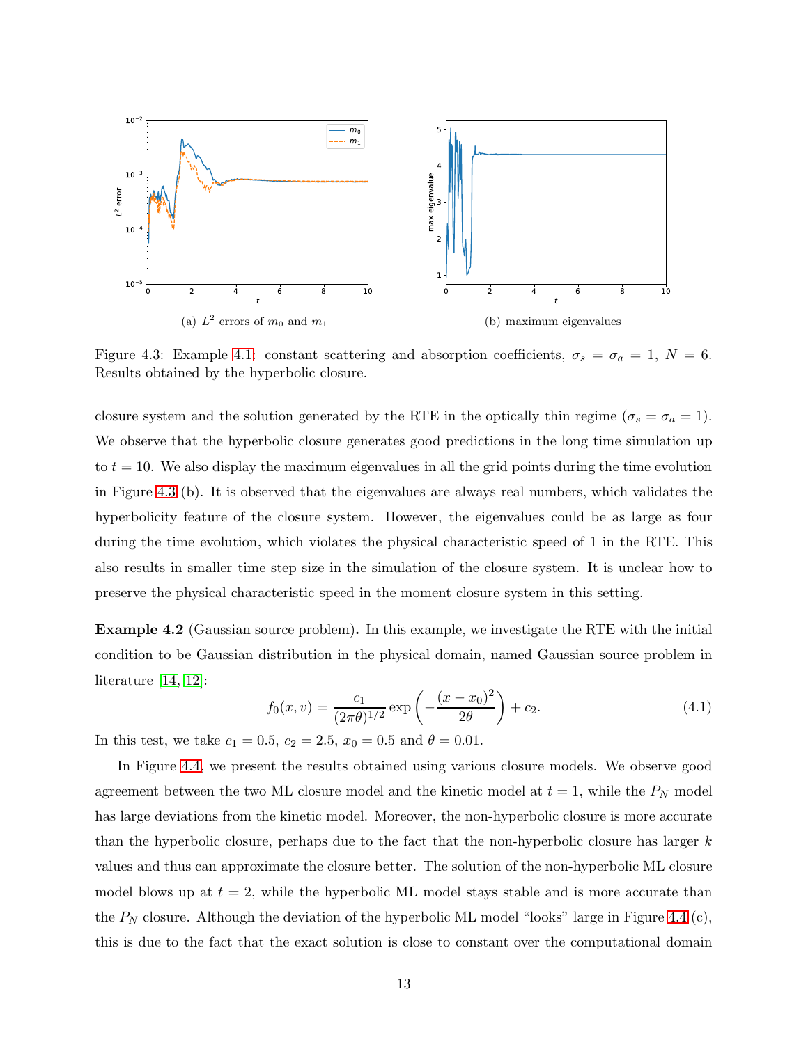(a) $L^2$ errors of $m_0$ and $m_1$

(b) maximum eigenvalues

Figure 4.3: Example 4.1: constant scattering and absorption coefficients, $\sigma_s = \sigma_a = 1$, $N = 6$. Results obtained by the hyperbolic closure.

closure system and the solution generated by the RTE in the optically thin regime ($\sigma_s = \sigma_a = 1$). We observe that the hyperbolic closure generates good predictions in the long time simulation up to $t = 10$. We also display the maximum eigenvalues in all the grid points during the time evolution in Figure 4.3 (b). It is observed that the eigenvalues are always real numbers, which validates the hyperbolicity feature of the closure system. However, the eigenvalues could be as large as four during the time evolution, which violates the physical characteristic speed of 1 in the RTE. This also results in smaller time step size in the simulation of the closure system. It is unclear how to preserve the physical characteristic speed in the moment closure system in this setting.

**Example 4.2** (Gaussian source problem)**.** In this example, we investigate the RTE with the initial condition to be Gaussian distribution in the physical domain, named Gaussian source problem in literature [14, 12]:

$$f_0(x, v) = \frac{c_1}{(2\pi\theta)^{1/2}} \exp\left(-\frac{(x - x_0)^2}{2\theta}\right) + c_2. \tag{4.1}$$

In this test, we take $c_1 = 0.5$, $c_2 = 2.5$, $x_0 = 0.5$ and $\theta = 0.01$.

In Figure 4.4, we present the results obtained using various closure models. We observe good agreement between the two ML closure model and the kinetic model at $t = 1$, while the $P_N$ model has large deviations from the kinetic model. Moreover, the non-hyperbolic closure is more accurate than the hyperbolic closure, perhaps due to the fact that the non-hyperbolic closure has larger $k$ values and thus can approximate the closure better. The solution of the non-hyperbolic ML closure model blows up at $t = 2$, while the hyperbolic ML model stays stable and is more accurate than the $P_N$ closure. Although the deviation of the hyperbolic ML model "looks" large in Figure 4.4 (c), this is due to the fact that the exact solution is close to constant over the computational domain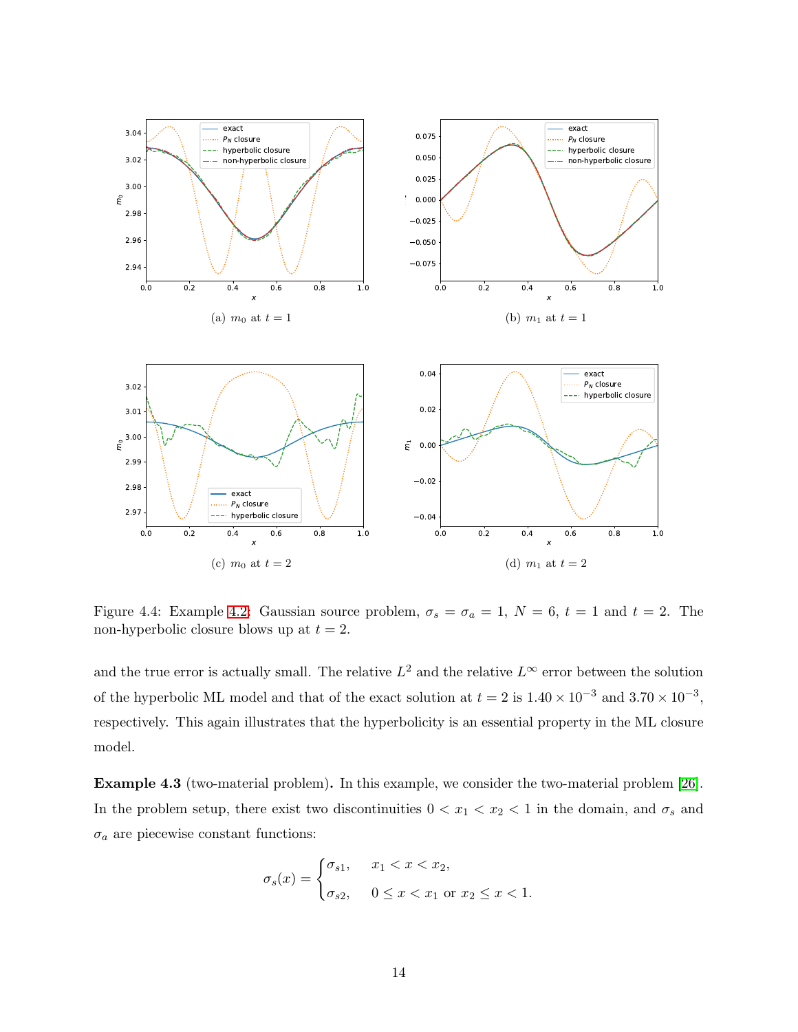(a) $m_0$ at $t = 1$

(b) $m_1$ at $t = 1$

(c) $m_0$ at $t = 2$

(d) $m_1$ at $t = 2$

Figure 4.4: Example 4.2: Gaussian source problem, $\sigma_s = \sigma_a = 1$, $N = 6$, $t = 1$ and $t = 2$. The non-hyperbolic closure blows up at $t = 2$.

and the true error is actually small. The relative $L^2$ and the relative $L^\infty$ error between the solution of the hyperbolic ML model and that of the exact solution at $t = 2$ is $1.40 \times 10^{-3}$ and $3.70 \times 10^{-3}$, respectively. This again illustrates that the hyperbolicity is an essential property in the ML closure model.

**Example 4.3** (two-material problem)**.** In this example, we consider the two-material problem [26]. In the problem setup, there exist two discontinuities $0 < x_1 < x_2 < 1$ in the domain, and $\sigma_s$ and $\sigma_a$ are piecewise constant functions:

$$\sigma_s(x) = \begin{cases} \sigma_{s1}, & x_1 < x < x_2, \\ \sigma_{s2}, & 0 \leq x < x_1 \text{ or } x_2 \leq x < 1. \end{cases}$$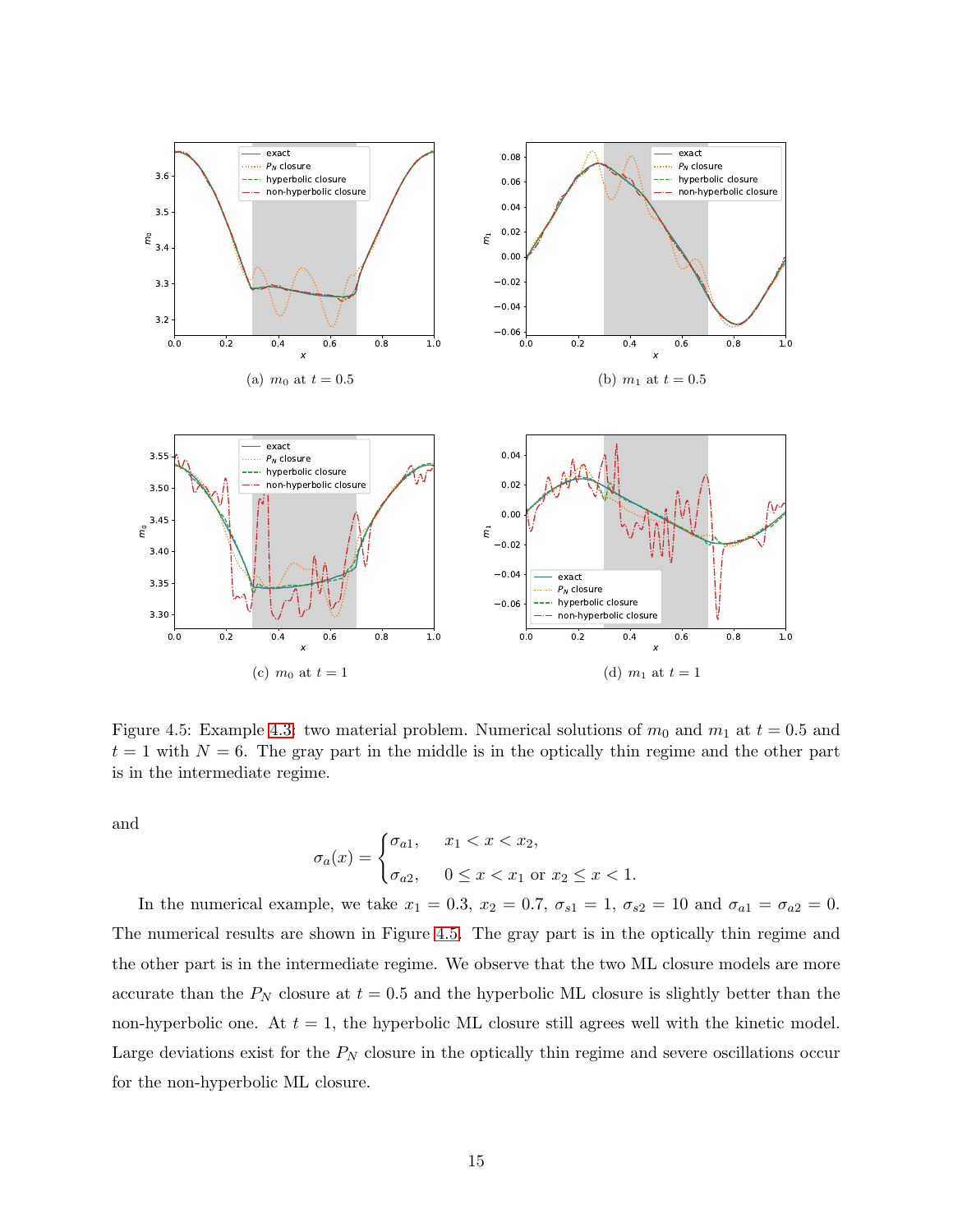(a) $m_0$ at $t = 0.5$

(b) $m_1$ at $t = 0.5$

(c) $m_0$ at $t = 1$

(d) $m_1$ at $t = 1$

Figure 4.5: Example 4.3: two material problem. Numerical solutions of $m_0$ and $m_1$ at $t = 0.5$ and $t = 1$ with $N = 6$. The gray part in the middle is in the optically thin regime and the other part is in the intermediate regime.

and

$$\sigma_a(x) = \begin{cases} \sigma_{a1}, & x_1 < x < x_2, \\ \sigma_{a2}, & 0 \le x < x_1 \text{ or } x_2 \le x < 1. \end{cases}$$

In the numerical example, we take $x_1 = 0.3$, $x_2 = 0.7$, $\sigma_{s1} = 1$, $\sigma_{s2} = 10$ and $\sigma_{a1} = \sigma_{a2} = 0$. The numerical results are shown in Figure 4.5. The gray part is in the optically thin regime and the other part is in the intermediate regime. We observe that the two ML closure models are more accurate than the $P_N$ closure at $t = 0.5$ and the hyperbolic ML closure is slightly better than the non-hyperbolic one. At $t = 1$, the hyperbolic ML closure still agrees well with the kinetic model. Large deviations exist for the $P_N$ closure in the optically thin regime and severe oscillations occur for the non-hyperbolic ML closure.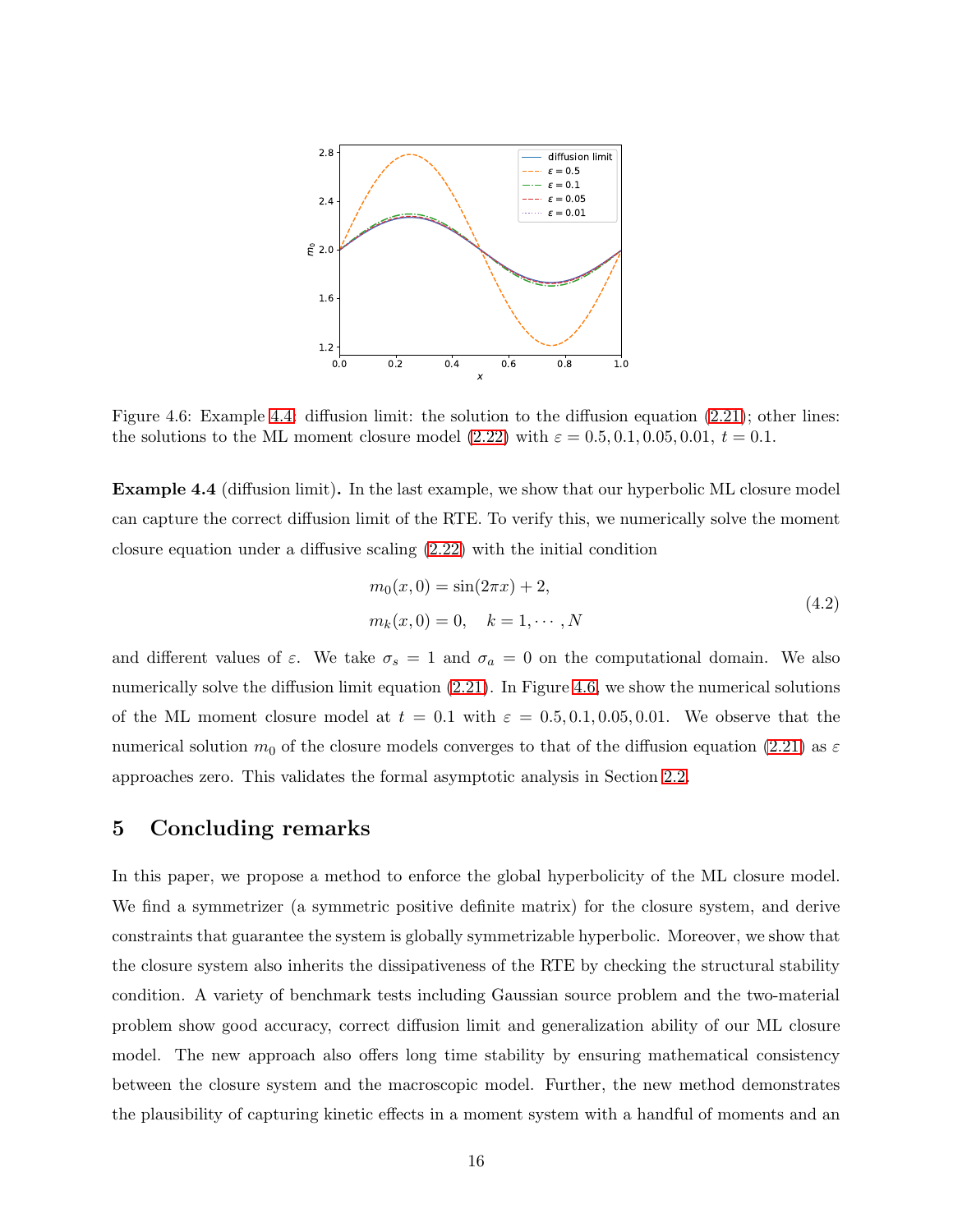Figure 4.6: Example 4.4: diffusion limit: the solution to the diffusion equation (2.21); other lines: the solutions to the ML moment closure model (2.22) with $\varepsilon = 0.5, 0.1, 0.05, 0.01$, $t = 0.1$.

**Example 4.4** (diffusion limit)**.** In the last example, we show that our hyperbolic ML closure model can capture the correct diffusion limit of the RTE. To verify this, we numerically solve the moment closure equation under a diffusive scaling (2.22) with the initial condition

$$
\begin{aligned}
m_0(x, 0) &= \sin(2\pi x) + 2, \\
m_k(x, 0) &= 0, \quad k = 1, \cdots, N
\end{aligned}
\tag{4.2}
$$

and different values of $\varepsilon$. We take $\sigma_s = 1$ and $\sigma_a = 0$ on the computational domain. We also numerically solve the diffusion limit equation (2.21). In Figure 4.6, we show the numerical solutions of the ML moment closure model at $t = 0.1$ with $\varepsilon = 0.5, 0.1, 0.05, 0.01$. We observe that the numerical solution $m_0$ of the closure models converges to that of the diffusion equation (2.21) as $\varepsilon$ approaches zero. This validates the formal asymptotic analysis in Section 2.2.

# 5 Concluding remarks

In this paper, we propose a method to enforce the global hyperbolicity of the ML closure model. We find a symmetrizer (a symmetric positive definite matrix) for the closure system, and derive constraints that guarantee the system is globally symmetrizable hyperbolic. Moreover, we show that the closure system also inherits the dissipativeness of the RTE by checking the structural stability condition. A variety of benchmark tests including Gaussian source problem and the two-material problem show good accuracy, correct diffusion limit and generalization ability of our ML closure model. The new approach also offers long time stability by ensuring mathematical consistency between the closure system and the macroscopic model. Further, the new method demonstrates the plausibility of capturing kinetic effects in a moment system with a handful of moments and an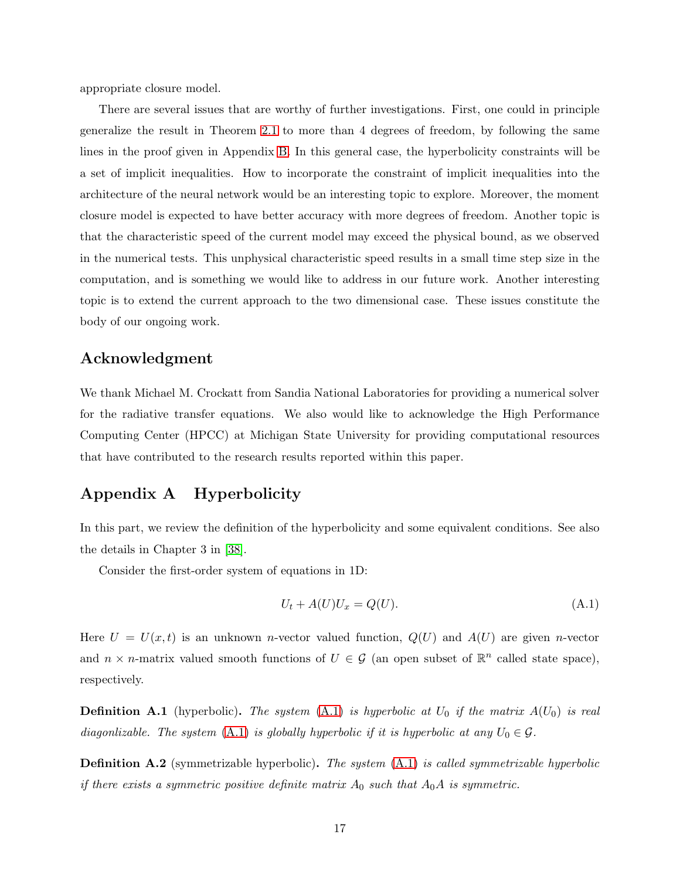appropriate closure model.

There are several issues that are worthy of further investigations. First, one could in principle generalize the result in Theorem 2.1 to more than 4 degrees of freedom, by following the same lines in the proof given in Appendix B. In this general case, the hyperbolicity constraints will be a set of implicit inequalities. How to incorporate the constraint of implicit inequalities into the architecture of the neural network would be an interesting topic to explore. Moreover, the moment closure model is expected to have better accuracy with more degrees of freedom. Another topic is that the characteristic speed of the current model may exceed the physical bound, as we observed in the numerical tests. This unphysical characteristic speed results in a small time step size in the computation, and is something we would like to address in our future work. Another interesting topic is to extend the current approach to the two dimensional case. These issues constitute the body of our ongoing work.

## Acknowledgment

We thank Michael M. Crockatt from Sandia National Laboratories for providing a numerical solver for the radiative transfer equations. We also would like to acknowledge the High Performance Computing Center (HPCC) at Michigan State University for providing computational resources that have contributed to the research results reported within this paper.

## Appendix A Hyperbolicity

In this part, we review the definition of the hyperbolicity and some equivalent conditions. See also the details in Chapter 3 in [38].

Consider the first-order system of equations in 1D:

$$U_t + A(U)U_x = Q(U). \tag{A.1}$$

Here $U = U(x,t)$ is an unknown $n$-vector valued function, $Q(U)$ and $A(U)$ are given $n$-vector and $n \times n$-matrix valued smooth functions of $U \in \mathcal{G}$ (an open subset of $\mathbb{R}^n$ called state space), respectively.

**Definition A.1** (hyperbolic)**.** *The system (A.1) is hyperbolic at $U_0$ if the matrix $A(U_0)$ is real diagonlizable. The system (A.1) is globally hyperbolic if it is hyperbolic at any $U_0 \in \mathcal{G}$.*

**Definition A.2** (symmetrizable hyperbolic)**.** *The system (A.1) is called symmetrizable hyperbolic if there exists a symmetric positive definite matrix $A_0$ such that $A_0 A$ is symmetric.*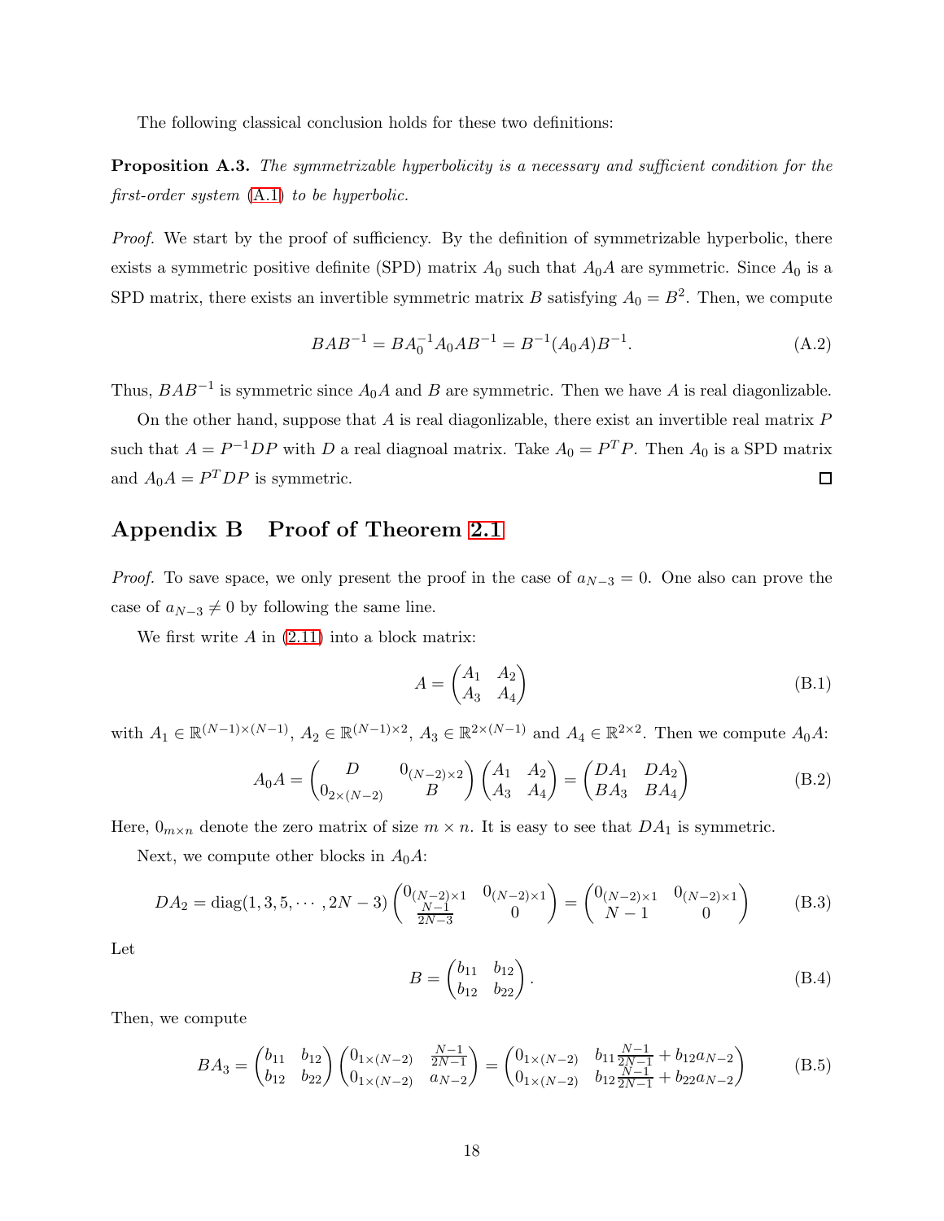The following classical conclusion holds for these two definitions:

**Proposition A.3.** *The symmetrizable hyperbolicity is a necessary and sufficient condition for the first-order system* (A.1) *to be hyperbolic.*

*Proof.* We start by the proof of sufficiency. By the definition of symmetrizable hyperbolic, there exists a symmetric positive definite (SPD) matrix $A_0$ such that $A_0 A$ are symmetric. Since $A_0$ is a SPD matrix, there exists an invertible symmetric matrix $B$ satisfying $A_0 = B^2$. Then, we compute

$$BAB^{-1} = BA_0^{-1}A_0AB^{-1} = B^{-1}(A_0A)B^{-1}. \tag{A.2}$$

Thus, $BAB^{-1}$ is symmetric since $A_0A$ and $B$ are symmetric. Then we have $A$ is real diagonlizable.

On the other hand, suppose that $A$ is real diagonlizable, there exist an invertible real matrix $P$ such that $A = P^{-1}DP$ with $D$ a real diagnoal matrix. Take $A_0 = P^T P$. Then $A_0$ is a SPD matrix and $A_0 A = P^T DP$ is symmetric. ◻

## Appendix B Proof of Theorem 2.1

*Proof.* To save space, we only present the proof in the case of $a_{N-3} = 0$. One also can prove the case of $a_{N-3} \neq 0$ by following the same line.

We first write $A$ in (2.11) into a block matrix:

$$A = \begin{pmatrix} A_1 & A_2 \\ A_3 & A_4 \end{pmatrix} \tag{B.1}$$

with $A_1 \in \mathbb{R}^{(N-1)\times(N-1)}$, $A_2 \in \mathbb{R}^{(N-1)\times 2}$, $A_3 \in \mathbb{R}^{2\times(N-1)}$ and $A_4 \in \mathbb{R}^{2\times 2}$. Then we compute $A_0A$:

$$A_0A = \begin{pmatrix} D & 0_{(N-2)\times 2} \\ 0_{2\times(N-2)} & B \end{pmatrix} \begin{pmatrix} A_1 & A_2 \\ A_3 & A_4 \end{pmatrix} = \begin{pmatrix} DA_1 & DA_2 \\ BA_3 & BA_4 \end{pmatrix} \tag{B.2}$$

Here, $0_{m\times n}$ denote the zero matrix of size $m \times n$. It is easy to see that $DA_1$ is symmetric.

Next, we compute other blocks in $A_0A$:

$$DA_2 = \operatorname{diag}(1, 3, 5, \cdots, 2N-3) \begin{pmatrix} 0_{(N-2)\times 1} & 0_{(N-2)\times 1} \\ \frac{N-1}{2N-3} & 0 \end{pmatrix} = \begin{pmatrix} 0_{(N-2)\times 1} & 0_{(N-2)\times 1} \\ N-1 & 0 \end{pmatrix} \tag{B.3}$$

Let

$$B = \begin{pmatrix} b_{11} & b_{12} \\ b_{12} & b_{22} \end{pmatrix}. \tag{B.4}$$

Then, we compute

$$BA_3 = \begin{pmatrix} b_{11} & b_{12} \\ b_{12} & b_{22} \end{pmatrix} \begin{pmatrix} 0_{1\times(N-2)} & \frac{N-1}{2N-1} \\ 0_{1\times(N-2)} & a_{N-2} \end{pmatrix} = \begin{pmatrix} 0_{1\times(N-2)} & b_{11}\frac{N-1}{2N-1} + b_{12}a_{N-2} \\ 0_{1\times(N-2)} & b_{12}\frac{N-1}{2N-1} + b_{22}a_{N-2} \end{pmatrix} \tag{B.5}$$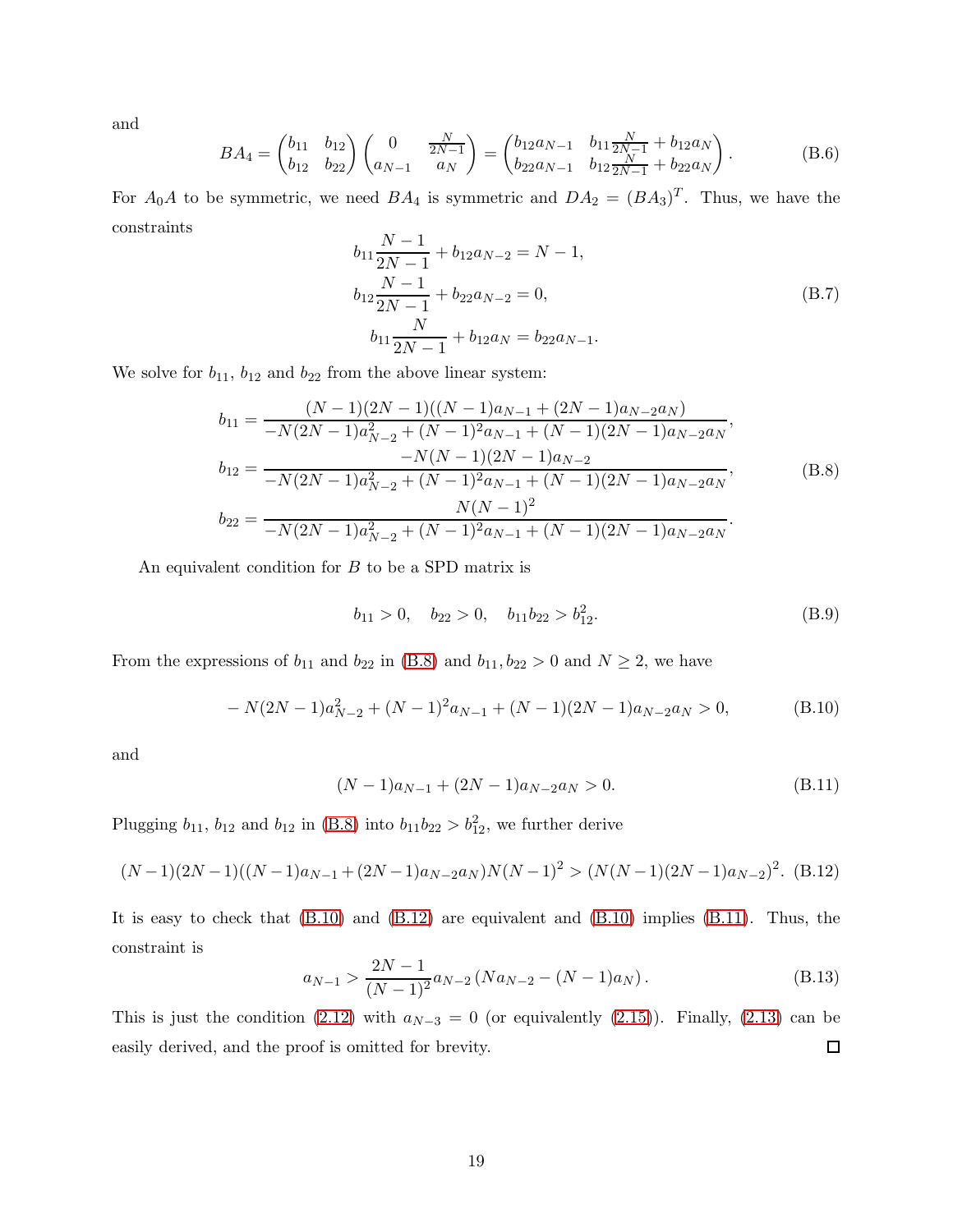and

$$
BA_4 = \begin{pmatrix} b_{11} & b_{12} \\ b_{12} & b_{22} \end{pmatrix} \begin{pmatrix} 0 & \frac{N}{2N-1} \\ a_{N-1} & a_N \end{pmatrix} = \begin{pmatrix} b_{12}a_{N-1} & b_{11}\frac{N}{2N-1} + b_{12}a_N \\ b_{22}a_{N-1} & b_{12}\frac{N}{2N-1} + b_{22}a_N \end{pmatrix}. \tag{B.6}
$$

For $A_0 A$ to be symmetric, we need $BA_4$ is symmetric and $DA_2 = (BA_3)^T$. Thus, we have the constraints

$$
\begin{aligned}
b_{11}\frac{N-1}{2N-1} + b_{12}a_{N-2} &= N-1, \\
b_{12}\frac{N-1}{2N-1} + b_{22}a_{N-2} &= 0, \\
b_{11}\frac{N}{2N-1} + b_{12}a_N &= b_{22}a_{N-1}.
\end{aligned} \tag{B.7}
$$

We solve for $b_{11}$, $b_{12}$ and $b_{22}$ from the above linear system:

$$
\begin{aligned}
b_{11} &= \frac{(N-1)(2N-1)((N-1)a_{N-1} + (2N-1)a_{N-2}a_N)}{-N(2N-1)a_{N-2}^2 + (N-1)^2 a_{N-1} + (N-1)(2N-1)a_{N-2}a_N}, \\
b_{12} &= \frac{-N(N-1)(2N-1)a_{N-2}}{-N(2N-1)a_{N-2}^2 + (N-1)^2 a_{N-1} + (N-1)(2N-1)a_{N-2}a_N}, \\
b_{22} &= \frac{N(N-1)^2}{-N(2N-1)a_{N-2}^2 + (N-1)^2 a_{N-1} + (N-1)(2N-1)a_{N-2}a_N}.
\end{aligned} \tag{B.8}
$$

An equivalent condition for $B$ to be a SPD matrix is

$$
b_{11} > 0, \quad b_{22} > 0, \quad b_{11}b_{22} > b_{12}^2. \tag{B.9}
$$

From the expressions of $b_{11}$ and $b_{22}$ in (B.8) and $b_{11}, b_{22} > 0$ and $N \geq 2$, we have

$$
-N(2N-1)a_{N-2}^2 + (N-1)^2 a_{N-1} + (N-1)(2N-1)a_{N-2}a_N > 0, \tag{B.10}
$$

and

$$
(N-1)a_{N-1} + (2N-1)a_{N-2}a_N > 0. \tag{B.11}
$$

Plugging $b_{11}$, $b_{12}$ and $b_{12}$ in (B.8) into $b_{11}b_{22} > b_{12}^2$, we further derive

$$
(N-1)(2N-1)((N-1)a_{N-1} + (2N-1)a_{N-2}a_N)N(N-1)^2 > (N(N-1)(2N-1)a_{N-2})^2. \tag{B.12}
$$

It is easy to check that (B.10) and (B.12) are equivalent and (B.10) implies (B.11). Thus, the constraint is

$$
a_{N-1} > \frac{2N-1}{(N-1)^2} a_{N-2} \left( N a_{N-2} - (N-1)a_N \right). \tag{B.13}
$$

This is just the condition (2.12) with $a_{N-3} = 0$ (or equivalently (2.15)). Finally, (2.13) can be easily derived, and the proof is omitted for brevity. □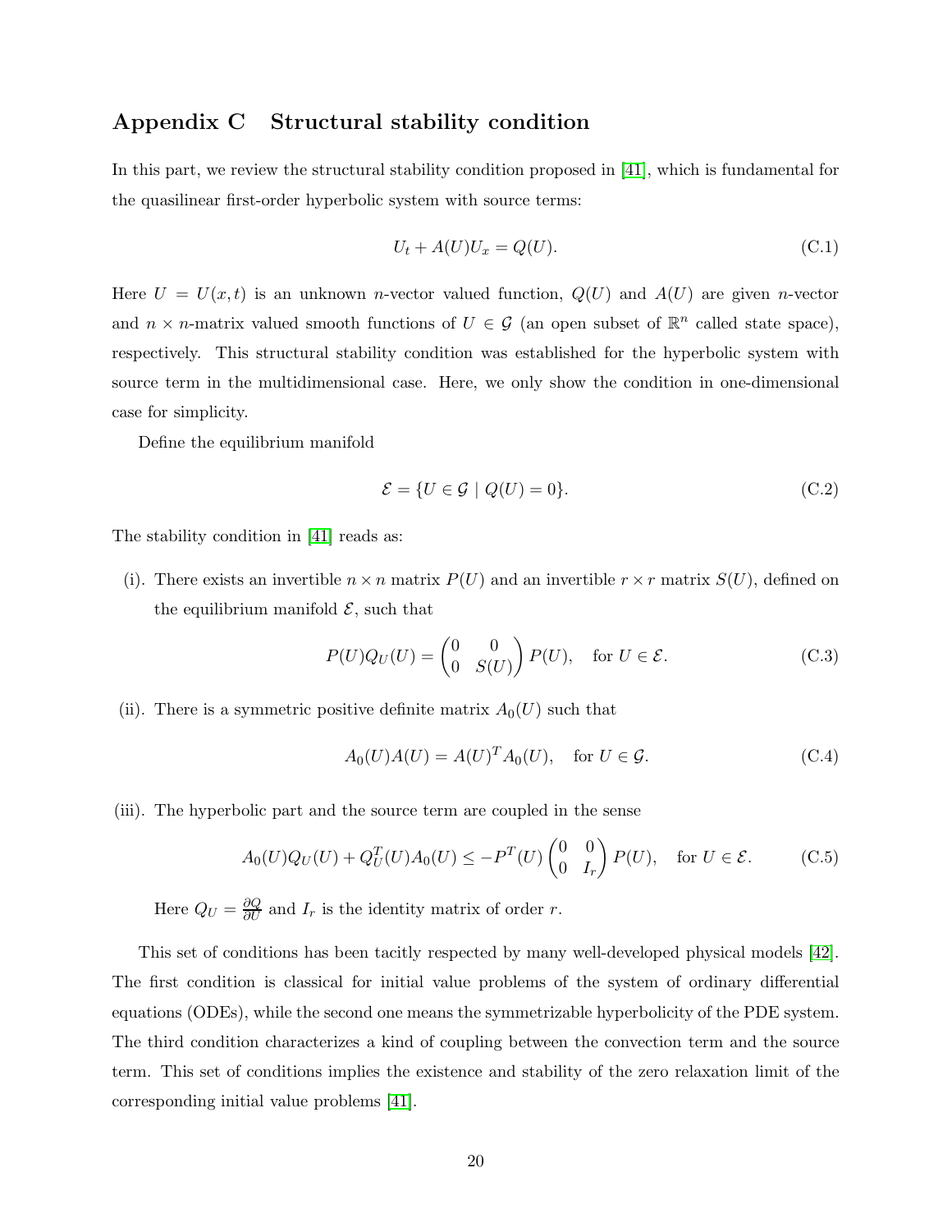## Appendix C Structural stability condition

In this part, we review the structural stability condition proposed in [41], which is fundamental for the quasilinear first-order hyperbolic system with source terms:

$$U_t + A(U)U_x = Q(U). \tag{C.1}$$

Here $U = U(x,t)$ is an unknown $n$-vector valued function, $Q(U)$ and $A(U)$ are given $n$-vector and $n \times n$-matrix valued smooth functions of $U \in \mathcal{G}$ (an open subset of $\mathbb{R}^n$ called state space), respectively. This structural stability condition was established for the hyperbolic system with source term in the multidimensional case. Here, we only show the condition in one-dimensional case for simplicity.

Define the equilibrium manifold

$$\mathcal{E} = \{U \in \mathcal{G} \mid Q(U) = 0\}. \tag{C.2}$$

The stability condition in [41] reads as:

(i). There exists an invertible $n \times n$ matrix $P(U)$ and an invertible $r \times r$ matrix $S(U)$, defined on the equilibrium manifold $\mathcal{E}$, such that

$$P(U)Q_U(U) = \begin{pmatrix} 0 & 0 \\ 0 & S(U) \end{pmatrix} P(U), \quad \text{for } U \in \mathcal{E}. \tag{C.3}$$

(ii). There is a symmetric positive definite matrix $A_0(U)$ such that

$$A_0(U)A(U) = A(U)^T A_0(U), \quad \text{for } U \in \mathcal{G}. \tag{C.4}$$

(iii). The hyperbolic part and the source term are coupled in the sense

$$A_0(U)Q_U(U) + Q_U^T(U)A_0(U) \leq -P^T(U) \begin{pmatrix} 0 & 0 \\ 0 & I_r \end{pmatrix} P(U), \quad \text{for } U \in \mathcal{E}. \tag{C.5}$$

Here $Q_U = \frac{\partial Q}{\partial U}$ and $I_r$ is the identity matrix of order $r$.

This set of conditions has been tacitly respected by many well-developed physical models [42]. The first condition is classical for initial value problems of the system of ordinary differential equations (ODEs), while the second one means the symmetrizable hyperbolicity of the PDE system. The third condition characterizes a kind of coupling between the convection term and the source term. This set of conditions implies the existence and stability of the zero relaxation limit of the corresponding initial value problems [41].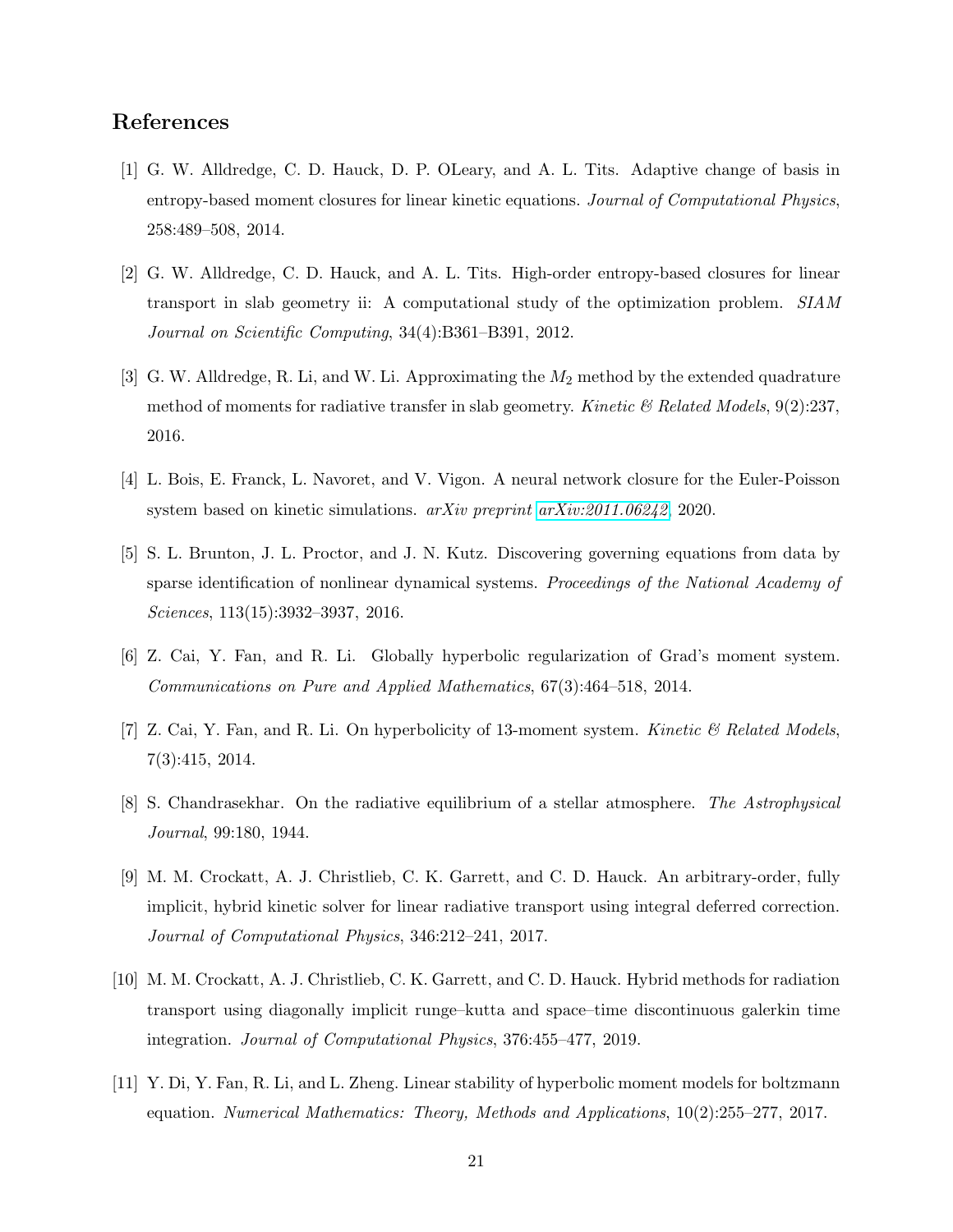## References

[1] G. W. Alldredge, C. D. Hauck, D. P. OLeary, and A. L. Tits. Adaptive change of basis in entropy-based moment closures for linear kinetic equations. *Journal of Computational Physics*, 258:489–508, 2014.

[2] G. W. Alldredge, C. D. Hauck, and A. L. Tits. High-order entropy-based closures for linear transport in slab geometry ii: A computational study of the optimization problem. *SIAM Journal on Scientific Computing*, 34(4):B361–B391, 2012.

[3] G. W. Alldredge, R. Li, and W. Li. Approximating the $M_2$ method by the extended quadrature method of moments for radiative transfer in slab geometry. *Kinetic & Related Models*, 9(2):237, 2016.

[4] L. Bois, E. Franck, L. Navoret, and V. Vigon. A neural network closure for the Euler-Poisson system based on kinetic simulations. *arXiv preprint arXiv:2011.06242*, 2020.

[5] S. L. Brunton, J. L. Proctor, and J. N. Kutz. Discovering governing equations from data by sparse identification of nonlinear dynamical systems. *Proceedings of the National Academy of Sciences*, 113(15):3932–3937, 2016.

[6] Z. Cai, Y. Fan, and R. Li. Globally hyperbolic regularization of Grad's moment system. *Communications on Pure and Applied Mathematics*, 67(3):464–518, 2014.

[7] Z. Cai, Y. Fan, and R. Li. On hyperbolicity of 13-moment system. *Kinetic & Related Models*, 7(3):415, 2014.

[8] S. Chandrasekhar. On the radiative equilibrium of a stellar atmosphere. *The Astrophysical Journal*, 99:180, 1944.

[9] M. M. Crockatt, A. J. Christlieb, C. K. Garrett, and C. D. Hauck. An arbitrary-order, fully implicit, hybrid kinetic solver for linear radiative transport using integral deferred correction. *Journal of Computational Physics*, 346:212–241, 2017.

[10] M. M. Crockatt, A. J. Christlieb, C. K. Garrett, and C. D. Hauck. Hybrid methods for radiation transport using diagonally implicit runge–kutta and space–time discontinuous galerkin time integration. *Journal of Computational Physics*, 376:455–477, 2019.

[11] Y. Di, Y. Fan, R. Li, and L. Zheng. Linear stability of hyperbolic moment models for boltzmann equation. *Numerical Mathematics: Theory, Methods and Applications*, 10(2):255–277, 2017.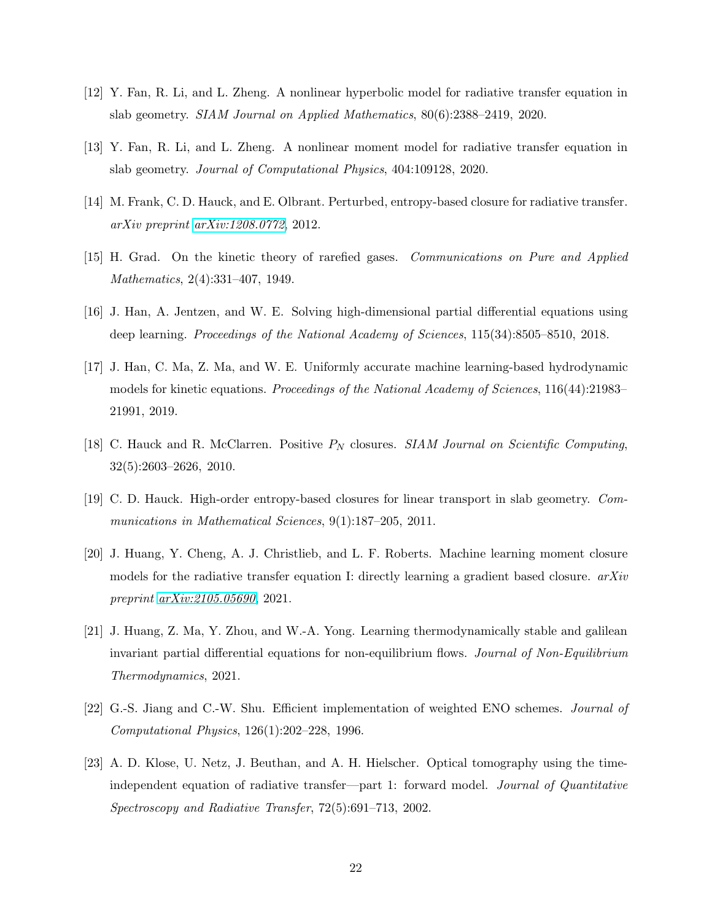[12] Y. Fan, R. Li, and L. Zheng. A nonlinear hyperbolic model for radiative transfer equation in slab geometry. *SIAM Journal on Applied Mathematics*, 80(6):2388–2419, 2020.

[13] Y. Fan, R. Li, and L. Zheng. A nonlinear moment model for radiative transfer equation in slab geometry. *Journal of Computational Physics*, 404:109128, 2020.

[14] M. Frank, C. D. Hauck, and E. Olbrant. Perturbed, entropy-based closure for radiative transfer. *arXiv preprint arXiv:1208.0772*, 2012.

[15] H. Grad. On the kinetic theory of rarefied gases. *Communications on Pure and Applied Mathematics*, 2(4):331–407, 1949.

[16] J. Han, A. Jentzen, and W. E. Solving high-dimensional partial differential equations using deep learning. *Proceedings of the National Academy of Sciences*, 115(34):8505–8510, 2018.

[17] J. Han, C. Ma, Z. Ma, and W. E. Uniformly accurate machine learning-based hydrodynamic models for kinetic equations. *Proceedings of the National Academy of Sciences*, 116(44):21983–21991, 2019.

[18] C. Hauck and R. McClarren. Positive $P_N$ closures. *SIAM Journal on Scientific Computing*, 32(5):2603–2626, 2010.

[19] C. D. Hauck. High-order entropy-based closures for linear transport in slab geometry. *Communications in Mathematical Sciences*, 9(1):187–205, 2011.

[20] J. Huang, Y. Cheng, A. J. Christlieb, and L. F. Roberts. Machine learning moment closure models for the radiative transfer equation I: directly learning a gradient based closure. *arXiv preprint arXiv:2105.05690*, 2021.

[21] J. Huang, Z. Ma, Y. Zhou, and W.-A. Yong. Learning thermodynamically stable and galilean invariant partial differential equations for non-equilibrium flows. *Journal of Non-Equilibrium Thermodynamics*, 2021.

[22] G.-S. Jiang and C.-W. Shu. Efficient implementation of weighted ENO schemes. *Journal of Computational Physics*, 126(1):202–228, 1996.

[23] A. D. Klose, U. Netz, J. Beuthan, and A. H. Hielscher. Optical tomography using the time-independent equation of radiative transfer—part 1: forward model. *Journal of Quantitative Spectroscopy and Radiative Transfer*, 72(5):691–713, 2002.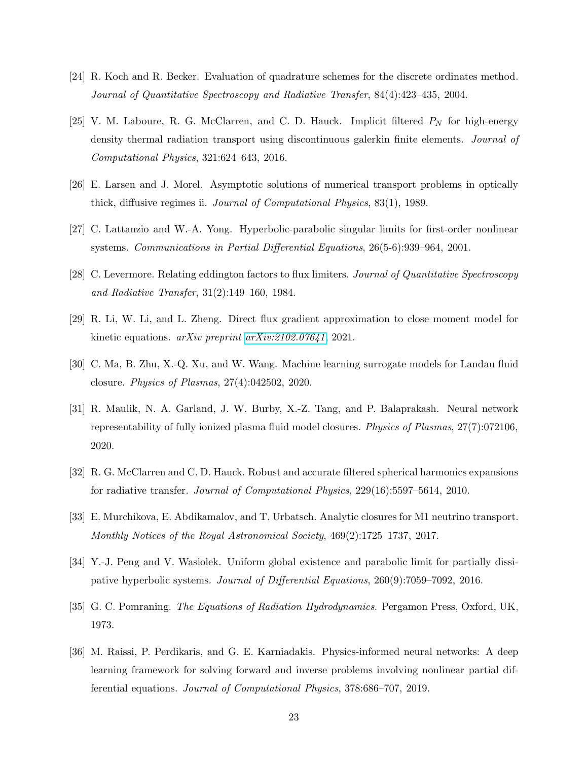[24] R. Koch and R. Becker. Evaluation of quadrature schemes for the discrete ordinates method. *Journal of Quantitative Spectroscopy and Radiative Transfer*, 84(4):423–435, 2004.

[25] V. M. Laboure, R. G. McClarren, and C. D. Hauck. Implicit filtered $P_N$ for high-energy density thermal radiation transport using discontinuous galerkin finite elements. *Journal of Computational Physics*, 321:624–643, 2016.

[26] E. Larsen and J. Morel. Asymptotic solutions of numerical transport problems in optically thick, diffusive regimes ii. *Journal of Computational Physics*, 83(1), 1989.

[27] C. Lattanzio and W.-A. Yong. Hyperbolic-parabolic singular limits for first-order nonlinear systems. *Communications in Partial Differential Equations*, 26(5-6):939–964, 2001.

[28] C. Levermore. Relating eddington factors to flux limiters. *Journal of Quantitative Spectroscopy and Radiative Transfer*, 31(2):149–160, 1984.

[29] R. Li, W. Li, and L. Zheng. Direct flux gradient approximation to close moment model for kinetic equations. *arXiv preprint arXiv:2102.07641*, 2021.

[30] C. Ma, B. Zhu, X.-Q. Xu, and W. Wang. Machine learning surrogate models for Landau fluid closure. *Physics of Plasmas*, 27(4):042502, 2020.

[31] R. Maulik, N. A. Garland, J. W. Burby, X.-Z. Tang, and P. Balaprakash. Neural network representability of fully ionized plasma fluid model closures. *Physics of Plasmas*, 27(7):072106, 2020.

[32] R. G. McClarren and C. D. Hauck. Robust and accurate filtered spherical harmonics expansions for radiative transfer. *Journal of Computational Physics*, 229(16):5597–5614, 2010.

[33] E. Murchikova, E. Abdikamalov, and T. Urbatsch. Analytic closures for M1 neutrino transport. *Monthly Notices of the Royal Astronomical Society*, 469(2):1725–1737, 2017.

[34] Y.-J. Peng and V. Wasiolek. Uniform global existence and parabolic limit for partially dissipative hyperbolic systems. *Journal of Differential Equations*, 260(9):7059–7092, 2016.

[35] G. C. Pomraning. *The Equations of Radiation Hydrodynamics*. Pergamon Press, Oxford, UK, 1973.

[36] M. Raissi, P. Perdikaris, and G. E. Karniadakis. Physics-informed neural networks: A deep learning framework for solving forward and inverse problems involving nonlinear partial differential equations. *Journal of Computational Physics*, 378:686–707, 2019.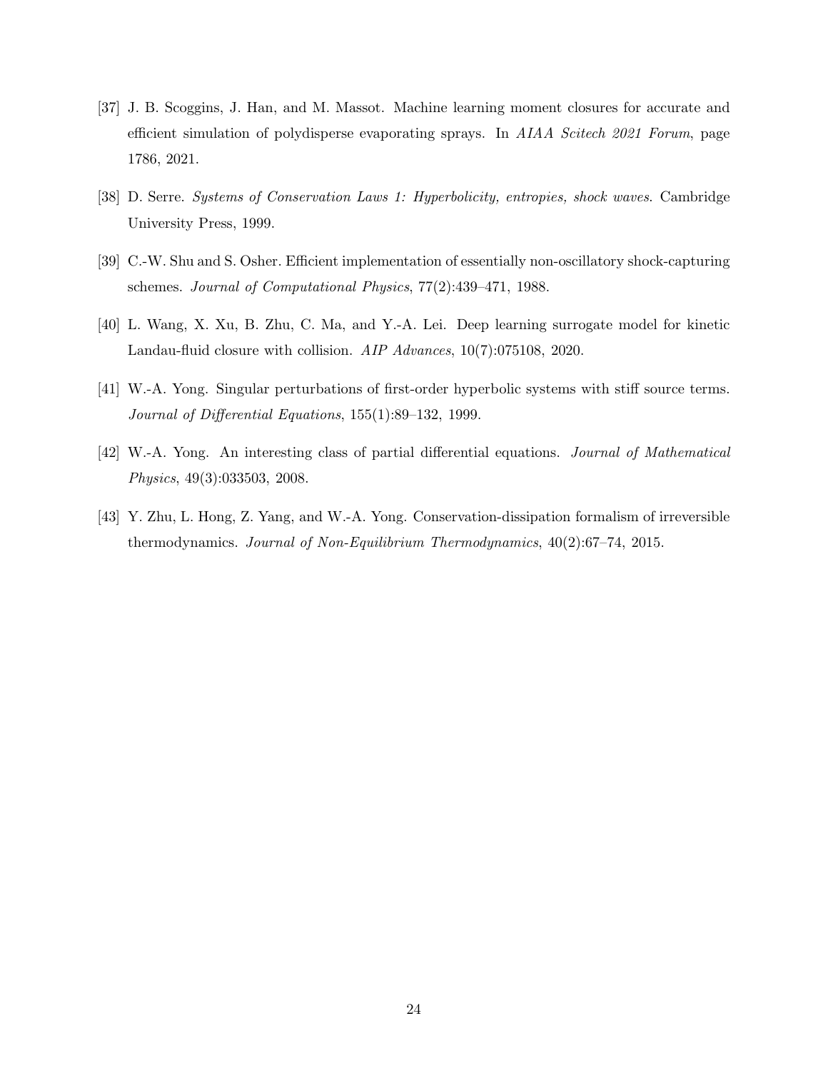[37] J. B. Scoggins, J. Han, and M. Massot. Machine learning moment closures for accurate and efficient simulation of polydisperse evaporating sprays. In *AIAA Scitech 2021 Forum*, page 1786, 2021.

[38] D. Serre. *Systems of Conservation Laws 1: Hyperbolicity, entropies, shock waves*. Cambridge University Press, 1999.

[39] C.-W. Shu and S. Osher. Efficient implementation of essentially non-oscillatory shock-capturing schemes. *Journal of Computational Physics*, 77(2):439–471, 1988.

[40] L. Wang, X. Xu, B. Zhu, C. Ma, and Y.-A. Lei. Deep learning surrogate model for kinetic Landau-fluid closure with collision. *AIP Advances*, 10(7):075108, 2020.

[41] W.-A. Yong. Singular perturbations of first-order hyperbolic systems with stiff source terms. *Journal of Differential Equations*, 155(1):89–132, 1999.

[42] W.-A. Yong. An interesting class of partial differential equations. *Journal of Mathematical Physics*, 49(3):033503, 2008.

[43] Y. Zhu, L. Hong, Z. Yang, and W.-A. Yong. Conservation-dissipation formalism of irreversible thermodynamics. *Journal of Non-Equilibrium Thermodynamics*, 40(2):67–74, 2015.